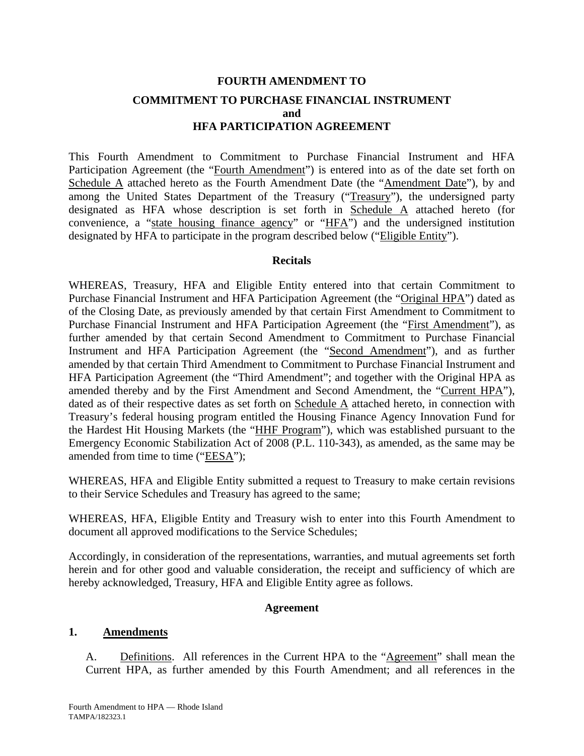**FOURTH AMENDMENT TO**

**COMMITMENT TO PURCHASE FINANCIAL INSTRUMENT**
**and**
**HFA PARTICIPATION AGREEMENT**

This Fourth Amendment to Commitment to Purchase Financial Instrument and HFA Participation Agreement (the "Fourth Amendment") is entered into as of the date set forth on Schedule A attached hereto as the Fourth Amendment Date (the "Amendment Date"), by and among the United States Department of the Treasury ("Treasury"), the undersigned party designated as HFA whose description is set forth in Schedule A attached hereto (for convenience, a "state housing finance agency" or "HFA") and the undersigned institution designated by HFA to participate in the program described below ("Eligible Entity").

**Recitals**

WHEREAS, Treasury, HFA and Eligible Entity entered into that certain Commitment to Purchase Financial Instrument and HFA Participation Agreement (the "Original HPA") dated as of the Closing Date, as previously amended by that certain First Amendment to Commitment to Purchase Financial Instrument and HFA Participation Agreement (the "First Amendment"), as further amended by that certain Second Amendment to Commitment to Purchase Financial Instrument and HFA Participation Agreement (the "Second Amendment"), and as further amended by that certain Third Amendment to Commitment to Purchase Financial Instrument and HFA Participation Agreement (the "Third Amendment"; and together with the Original HPA as amended thereby and by the First Amendment and Second Amendment, the "Current HPA"), dated as of their respective dates as set forth on Schedule A attached hereto, in connection with Treasury's federal housing program entitled the Housing Finance Agency Innovation Fund for the Hardest Hit Housing Markets (the "HHF Program"), which was established pursuant to the Emergency Economic Stabilization Act of 2008 (P.L. 110-343), as amended, as the same may be amended from time to time ("EESA");

WHEREAS, HFA and Eligible Entity submitted a request to Treasury to make certain revisions to their Service Schedules and Treasury has agreed to the same;

WHEREAS, HFA, Eligible Entity and Treasury wish to enter into this Fourth Amendment to document all approved modifications to the Service Schedules;

Accordingly, in consideration of the representations, warranties, and mutual agreements set forth herein and for other good and valuable consideration, the receipt and sufficiency of which are hereby acknowledged, Treasury, HFA and Eligible Entity agree as follows.

**Agreement**

**1. Amendments**

A. Definitions. All references in the Current HPA to the "Agreement" shall mean the Current HPA, as further amended by this Fourth Amendment; and all references in the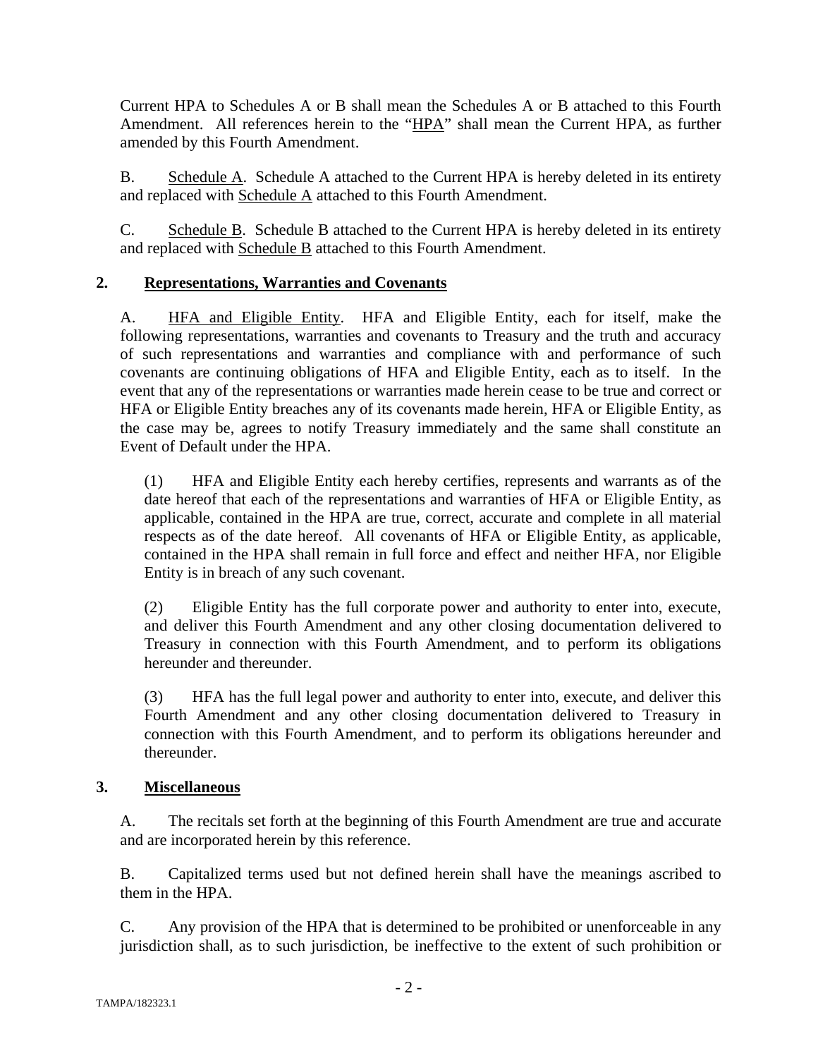Current HPA to Schedules A or B shall mean the Schedules A or B attached to this Fourth Amendment. All references herein to the "HPA" shall mean the Current HPA, as further amended by this Fourth Amendment.

B. Schedule A. Schedule A attached to the Current HPA is hereby deleted in its entirety and replaced with Schedule A attached to this Fourth Amendment.

C. Schedule B. Schedule B attached to the Current HPA is hereby deleted in its entirety and replaced with Schedule B attached to this Fourth Amendment.

## 2. Representations, Warranties and Covenants

A. HFA and Eligible Entity. HFA and Eligible Entity, each for itself, make the following representations, warranties and covenants to Treasury and the truth and accuracy of such representations and warranties and compliance with and performance of such covenants are continuing obligations of HFA and Eligible Entity, each as to itself. In the event that any of the representations or warranties made herein cease to be true and correct or HFA or Eligible Entity breaches any of its covenants made herein, HFA or Eligible Entity, as the case may be, agrees to notify Treasury immediately and the same shall constitute an Event of Default under the HPA.

(1) HFA and Eligible Entity each hereby certifies, represents and warrants as of the date hereof that each of the representations and warranties of HFA or Eligible Entity, as applicable, contained in the HPA are true, correct, accurate and complete in all material respects as of the date hereof. All covenants of HFA or Eligible Entity, as applicable, contained in the HPA shall remain in full force and effect and neither HFA, nor Eligible Entity is in breach of any such covenant.

(2) Eligible Entity has the full corporate power and authority to enter into, execute, and deliver this Fourth Amendment and any other closing documentation delivered to Treasury in connection with this Fourth Amendment, and to perform its obligations hereunder and thereunder.

(3) HFA has the full legal power and authority to enter into, execute, and deliver this Fourth Amendment and any other closing documentation delivered to Treasury in connection with this Fourth Amendment, and to perform its obligations hereunder and thereunder.

## 3. Miscellaneous

A. The recitals set forth at the beginning of this Fourth Amendment are true and accurate and are incorporated herein by this reference.

B. Capitalized terms used but not defined herein shall have the meanings ascribed to them in the HPA.

C. Any provision of the HPA that is determined to be prohibited or unenforceable in any jurisdiction shall, as to such jurisdiction, be ineffective to the extent of such prohibition or

TAMPA/182323.1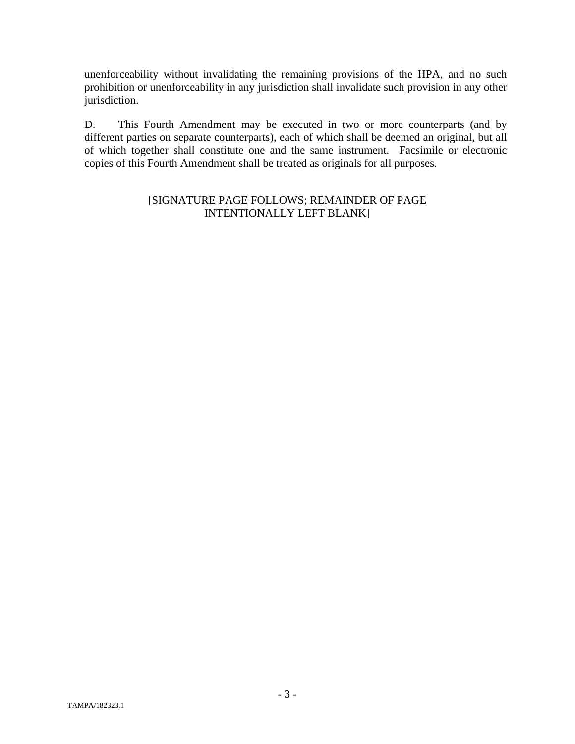unenforceability without invalidating the remaining provisions of the HPA, and no such prohibition or unenforceability in any jurisdiction shall invalidate such provision in any other jurisdiction.

D. This Fourth Amendment may be executed in two or more counterparts (and by different parties on separate counterparts), each of which shall be deemed an original, but all of which together shall constitute one and the same instrument. Facsimile or electronic copies of this Fourth Amendment shall be treated as originals for all purposes.

[SIGNATURE PAGE FOLLOWS; REMAINDER OF PAGE INTENTIONALLY LEFT BLANK]

TAMPA/182323.1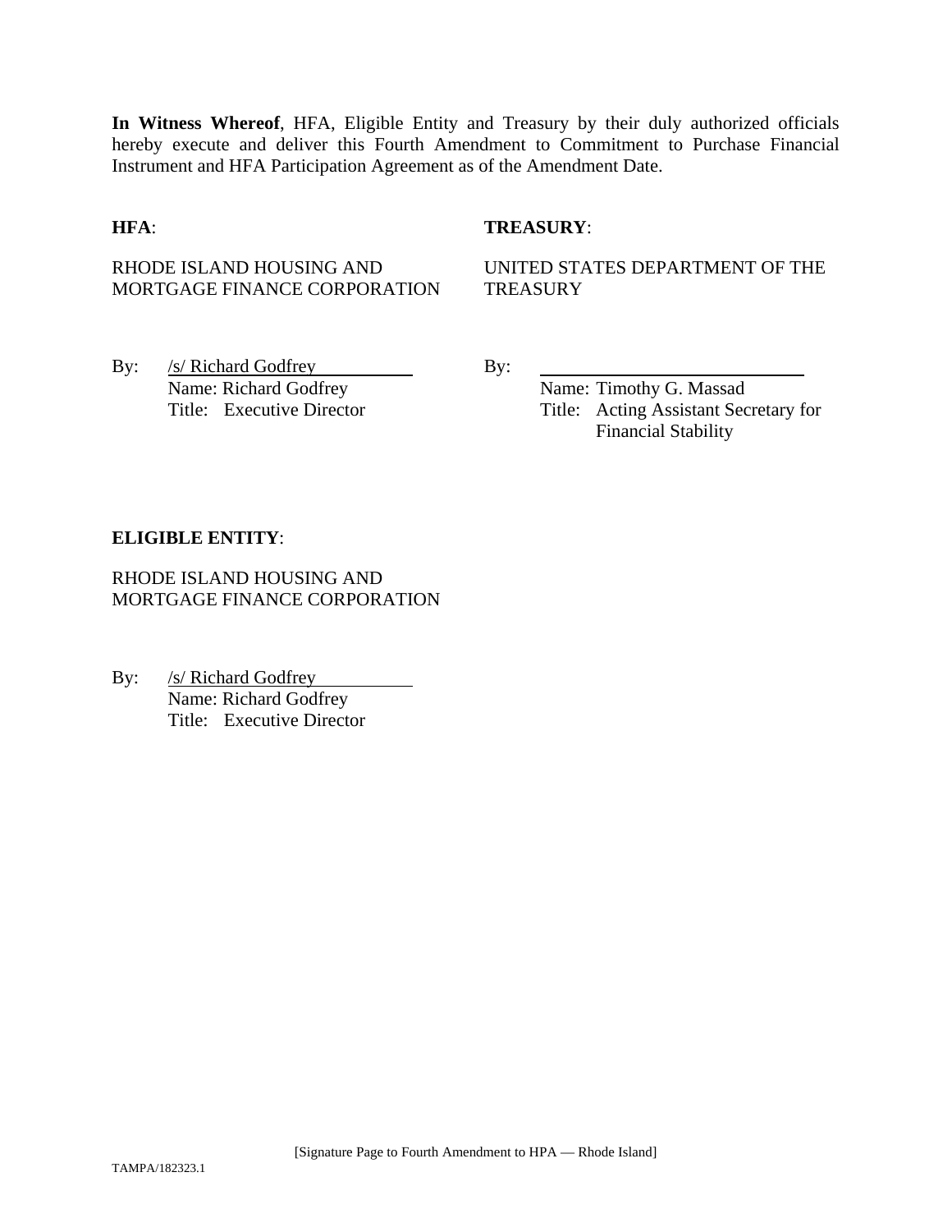**In Witness Whereof**, HFA, Eligible Entity and Treasury by their duly authorized officials hereby execute and deliver this Fourth Amendment to Commitment to Purchase Financial Instrument and HFA Participation Agreement as of the Amendment Date.

**HFA**:

RHODE ISLAND HOUSING AND MORTGAGE FINANCE CORPORATION

By: /s/ Richard Godfrey
Name: Richard Godfrey
Title: Executive Director

**TREASURY**:

UNITED STATES DEPARTMENT OF THE TREASURY

By: ______________________________
Name: Timothy G. Massad
Title: Acting Assistant Secretary for Financial Stability

**ELIGIBLE ENTITY**:

RHODE ISLAND HOUSING AND MORTGAGE FINANCE CORPORATION

By: /s/ Richard Godfrey
Name: Richard Godfrey
Title: Executive Director

[Signature Page to Fourth Amendment to HPA — Rhode Island]

TAMPA/182323.1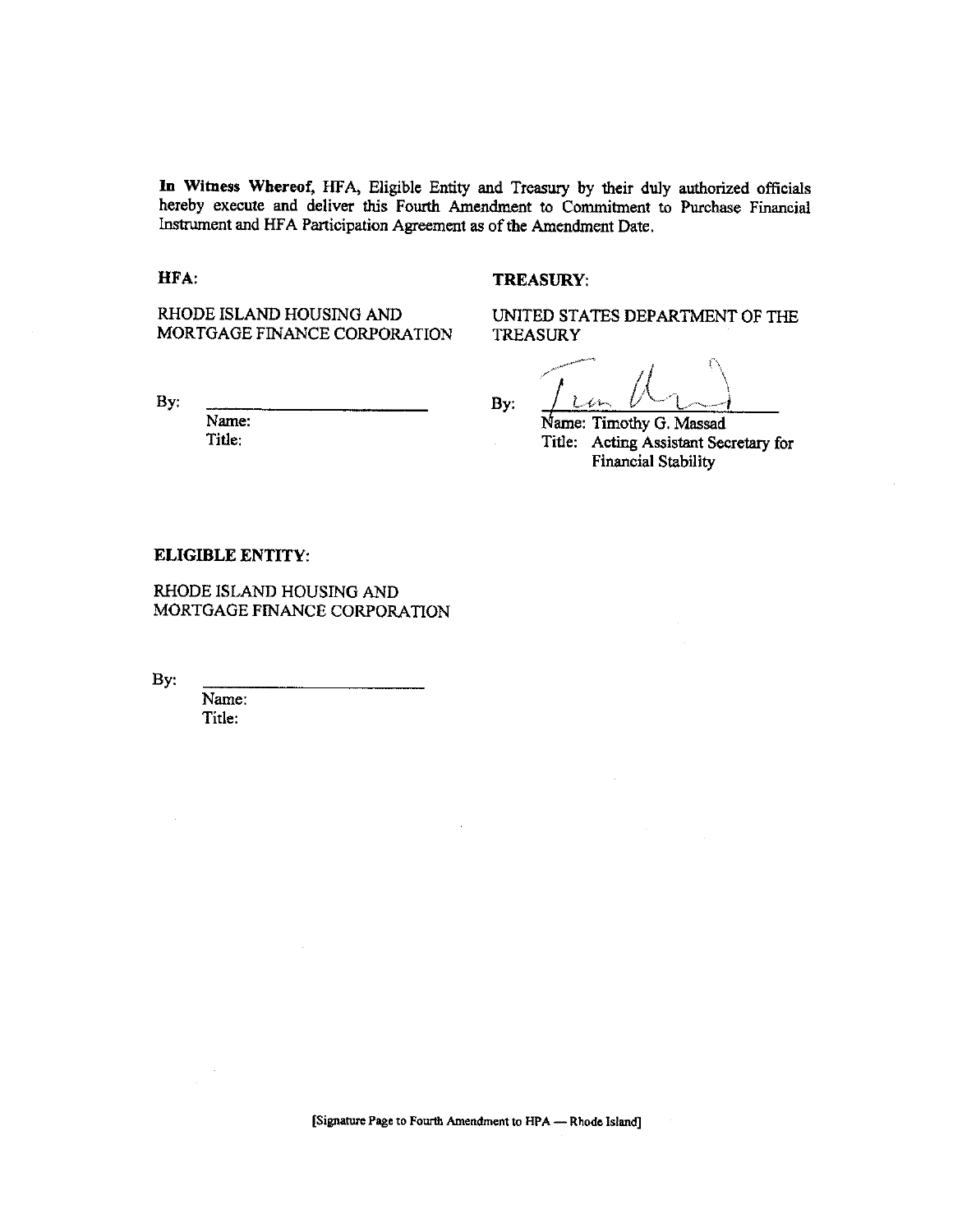**In Witness Whereof,** HFA, Eligible Entity and Treasury by their duly authorized officials hereby execute and deliver this Fourth Amendment to Commitment to Purchase Financial Instrument and HFA Participation Agreement as of the Amendment Date.

**HFA:**

RHODE ISLAND HOUSING AND MORTGAGE FINANCE CORPORATION

By: ___________________________

Name:
Title:

**TREASURY:**

UNITED STATES DEPARTMENT OF THE TREASURY

By: ___________________________

Name: Timothy G. Massad
Title: Acting Assistant Secretary for Financial Stability

**ELIGIBLE ENTITY:**

RHODE ISLAND HOUSING AND MORTGAGE FINANCE CORPORATION

By: ___________________________

Name:
Title:

[Signature Page to Fourth Amendment to HPA — Rhode Island]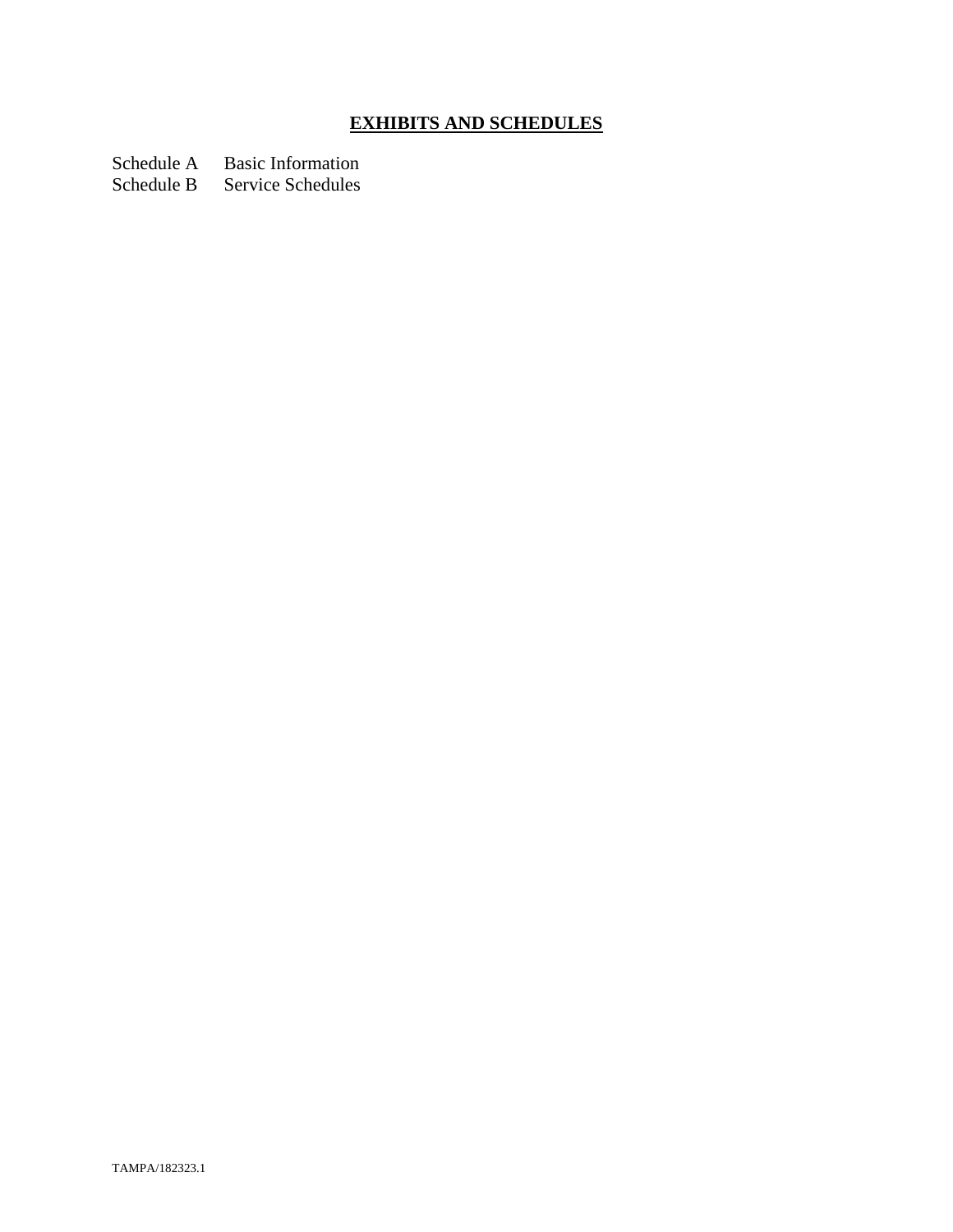## **EXHIBITS AND SCHEDULES**

Schedule A Basic Information
Schedule B Service Schedules

TAMPA/182323.1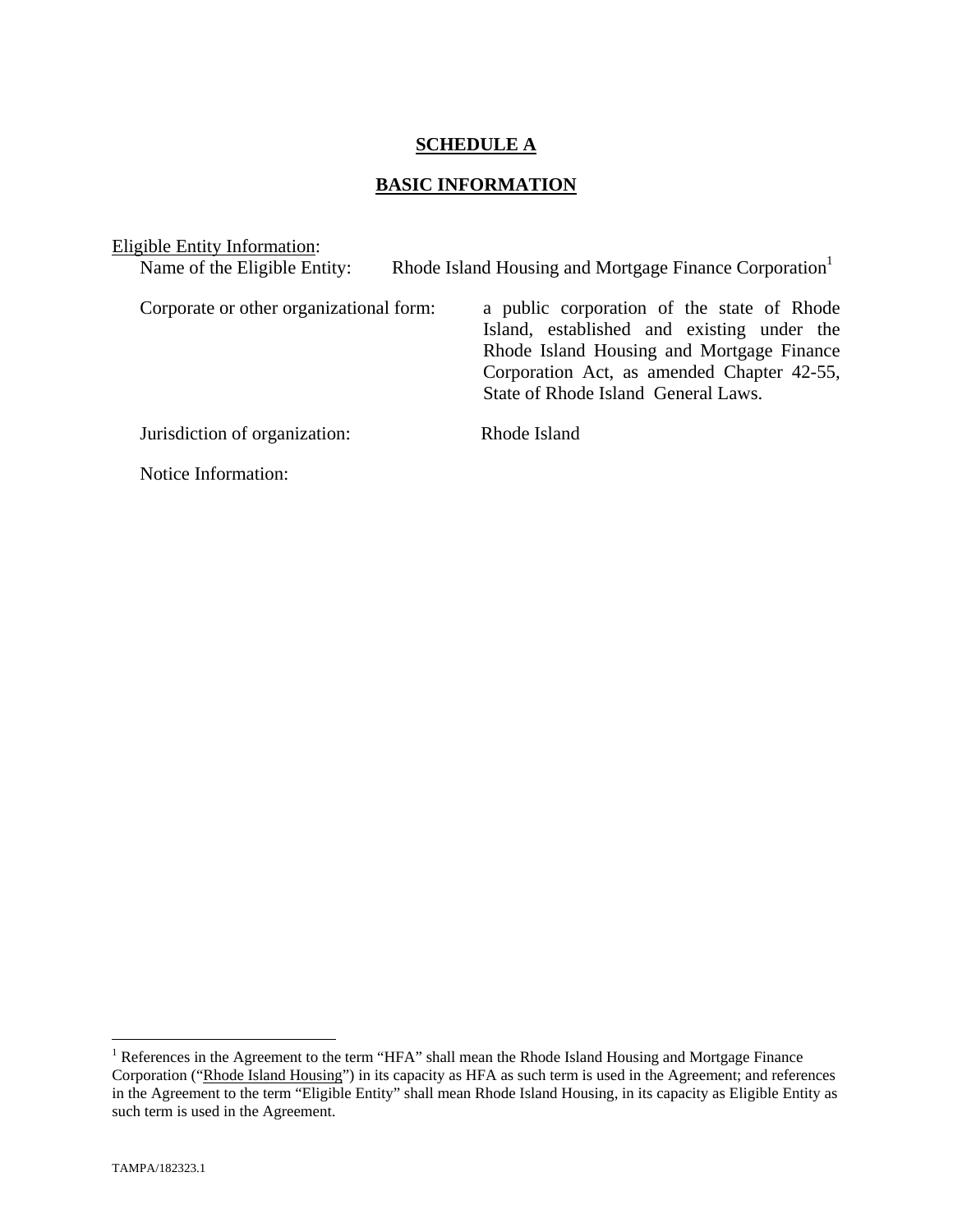# SCHEDULE A

## BASIC INFORMATION

Eligible Entity Information:

Name of the Eligible Entity: Rhode Island Housing and Mortgage Finance Corporation[1]

Corporate or other organizational form: a public corporation of the state of Rhode Island, established and existing under the Rhode Island Housing and Mortgage Finance Corporation Act, as amended Chapter 42-55, State of Rhode Island General Laws.

Jurisdiction of organization: Rhode Island

Notice Information:

[1] References in the Agreement to the term "HFA" shall mean the Rhode Island Housing and Mortgage Finance Corporation ("Rhode Island Housing") in its capacity as HFA as such term is used in the Agreement; and references in the Agreement to the term "Eligible Entity" shall mean Rhode Island Housing, in its capacity as Eligible Entity as such term is used in the Agreement.

TAMPA/182323.1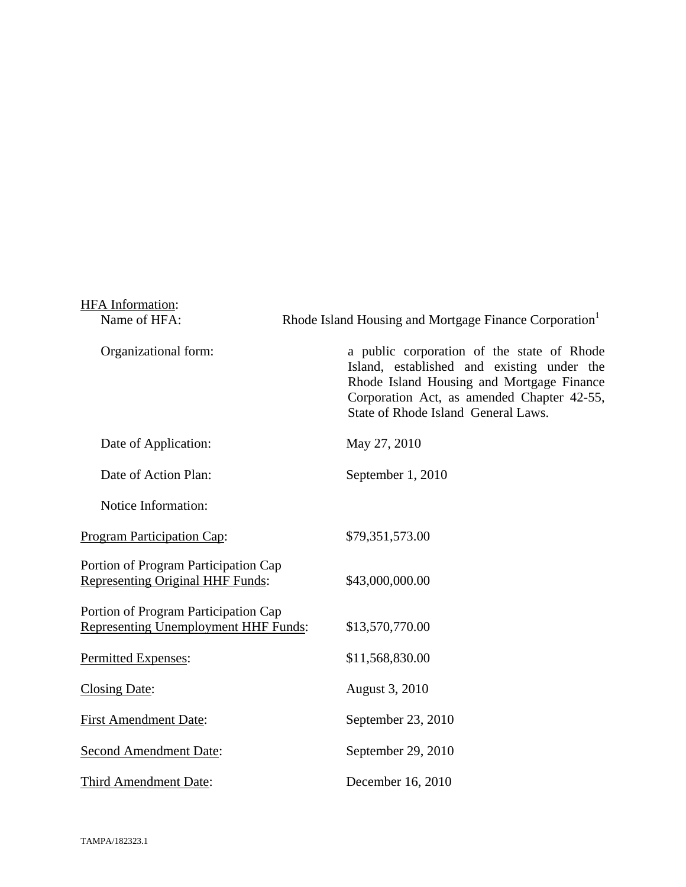HFA Information:

| | |
|---|---|
| Name of HFA: | Rhode Island Housing and Mortgage Finance Corporation[1] |
| Organizational form: | a public corporation of the state of Rhode Island, established and existing under the Rhode Island Housing and Mortgage Finance Corporation Act, as amended Chapter 42-55, State of Rhode Island General Laws. |
| Date of Application: | May 27, 2010 |
| Date of Action Plan: | September 1, 2010 |
| Notice Information: | |

| | |
|---|---|
| Program Participation Cap: | $79,351,573.00 |
| Portion of Program Participation Cap Representing Original HHF Funds: | $43,000,000.00 |
| Portion of Program Participation Cap Representing Unemployment HHF Funds: | $13,570,770.00 |
| Permitted Expenses: | $11,568,830.00 |
| Closing Date: | August 3, 2010 |
| First Amendment Date: | September 23, 2010 |
| Second Amendment Date: | September 29, 2010 |
| Third Amendment Date: | December 16, 2010 |

TAMPA/182323.1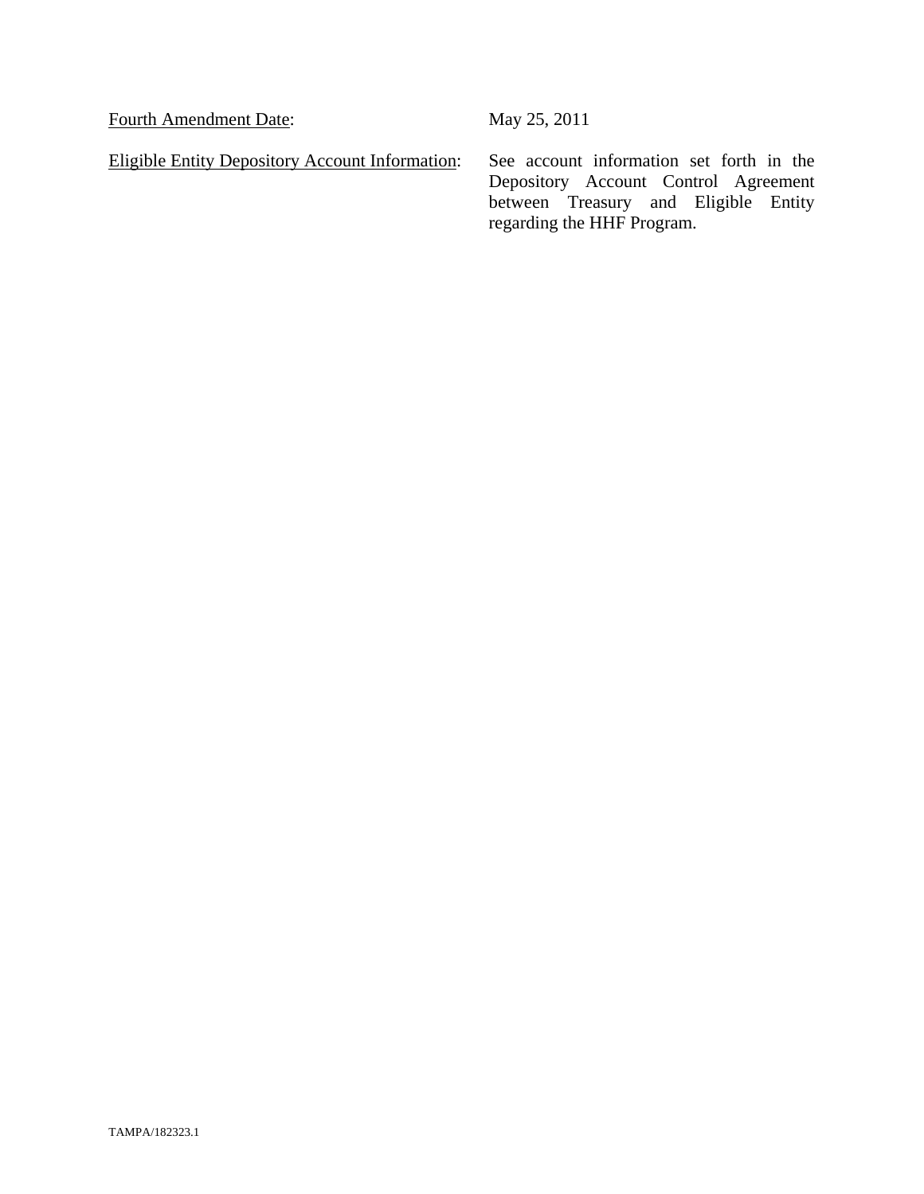<u>Fourth Amendment Date</u>: May 25, 2011

<u>Eligible Entity Depository Account Information</u>: See account information set forth in the Depository Account Control Agreement between Treasury and Eligible Entity regarding the HHF Program.

TAMPA/182323.1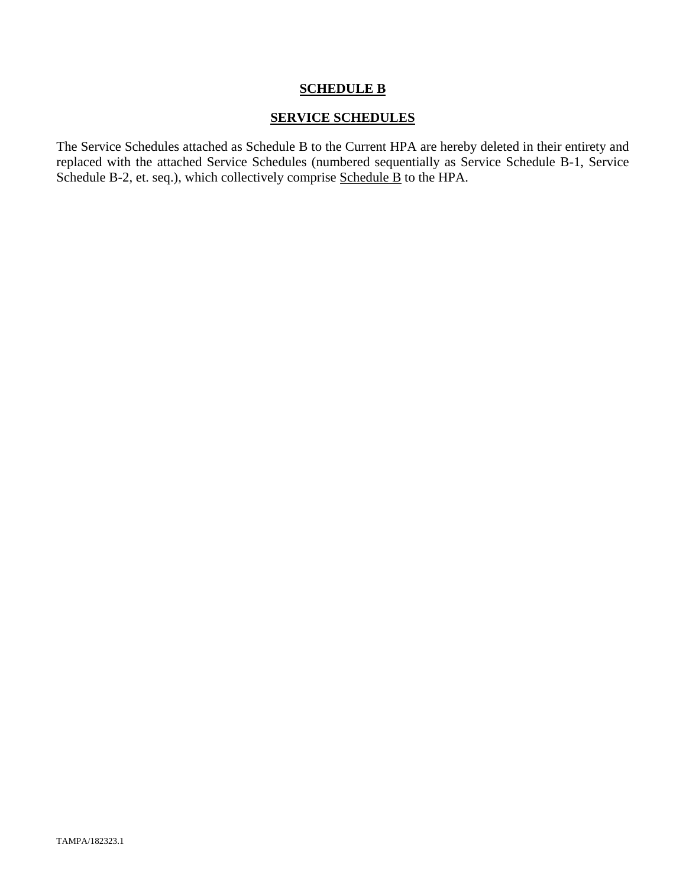# SCHEDULE B

## SERVICE SCHEDULES

The Service Schedules attached as Schedule B to the Current HPA are hereby deleted in their entirety and replaced with the attached Service Schedules (numbered sequentially as Service Schedule B-1, Service Schedule B-2, et. seq.), which collectively comprise Schedule B to the HPA.

TAMPA/182323.1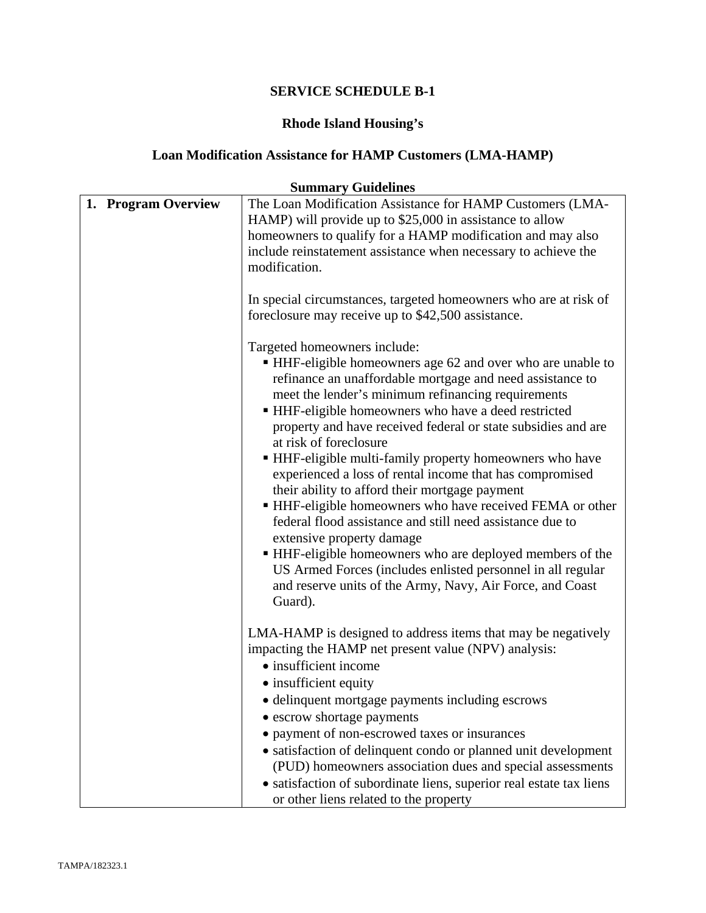**SERVICE SCHEDULE B-1**

**Rhode Island Housing's**

**Loan Modification Assistance for HAMP Customers (LMA-HAMP)**

**Summary Guidelines**

| | |
|---|---|
| **1. Program Overview** | The Loan Modification Assistance for HAMP Customers (LMA-HAMP) will provide up to $25,000 in assistance to allow homeowners to qualify for a HAMP modification and may also include reinstatement assistance when necessary to achieve the modification.<br><br>In special circumstances, targeted homeowners who are at risk of foreclosure may receive up to $42,500 assistance.<br><br>Targeted homeowners include:<br>▪ HHF-eligible homeowners age 62 and over who are unable to refinance an unaffordable mortgage and need assistance to meet the lender's minimum refinancing requirements<br>▪ HHF-eligible homeowners who have a deed restricted property and have received federal or state subsidies and are at risk of foreclosure<br>▪ HHF-eligible multi-family property homeowners who have experienced a loss of rental income that has compromised their ability to afford their mortgage payment<br>▪ HHF-eligible homeowners who have received FEMA or other federal flood assistance and still need assistance due to extensive property damage<br>▪ HHF-eligible homeowners who are deployed members of the US Armed Forces (includes enlisted personnel in all regular and reserve units of the Army, Navy, Air Force, and Coast Guard).<br><br>LMA-HAMP is designed to address items that may be negatively impacting the HAMP net present value (NPV) analysis:<br>• insufficient income<br>• insufficient equity<br>• delinquent mortgage payments including escrows<br>• escrow shortage payments<br>• payment of non-escrowed taxes or insurances<br>• satisfaction of delinquent condo or planned unit development (PUD) homeowners association dues and special assessments<br>• satisfaction of subordinate liens, superior real estate tax liens or other liens related to the property |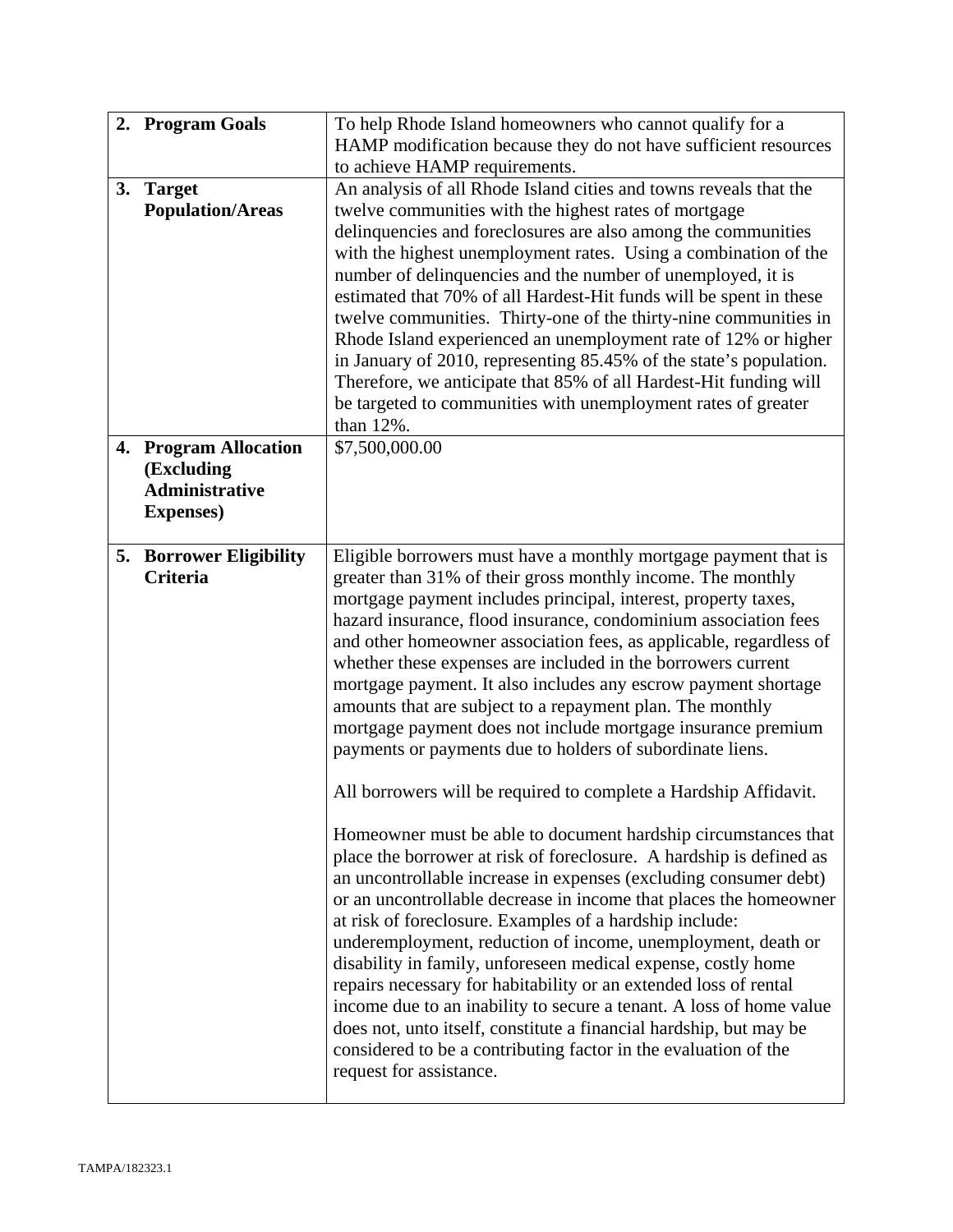| | |
|---|---|
| **2. Program Goals** | To help Rhode Island homeowners who cannot qualify for a HAMP modification because they do not have sufficient resources to achieve HAMP requirements. |
| **3. Target Population/Areas** | An analysis of all Rhode Island cities and towns reveals that the twelve communities with the highest rates of mortgage delinquencies and foreclosures are also among the communities with the highest unemployment rates. Using a combination of the number of delinquencies and the number of unemployed, it is estimated that 70% of all Hardest-Hit funds will be spent in these twelve communities. Thirty-one of the thirty-nine communities in Rhode Island experienced an unemployment rate of 12% or higher in January of 2010, representing 85.45% of the state's population. Therefore, we anticipate that 85% of all Hardest-Hit funding will be targeted to communities with unemployment rates of greater than 12%. |
| **4. Program Allocation (Excluding Administrative Expenses)** | $7,500,000.00 |
| **5. Borrower Eligibility Criteria** | Eligible borrowers must have a monthly mortgage payment that is greater than 31% of their gross monthly income. The monthly mortgage payment includes principal, interest, property taxes, hazard insurance, flood insurance, condominium association fees and other homeowner association fees, as applicable, regardless of whether these expenses are included in the borrowers current mortgage payment. It also includes any escrow payment shortage amounts that are subject to a repayment plan. The monthly mortgage payment does not include mortgage insurance premium payments or payments due to holders of subordinate liens.<br><br>All borrowers will be required to complete a Hardship Affidavit.<br><br>Homeowner must be able to document hardship circumstances that place the borrower at risk of foreclosure. A hardship is defined as an uncontrollable increase in expenses (excluding consumer debt) or an uncontrollable decrease in income that places the homeowner at risk of foreclosure. Examples of a hardship include: underemployment, reduction of income, unemployment, death or disability in family, unforeseen medical expense, costly home repairs necessary for habitability or an extended loss of rental income due to an inability to secure a tenant. A loss of home value does not, unto itself, constitute a financial hardship, but may be considered to be a contributing factor in the evaluation of the request for assistance. |

TAMPA/182323.1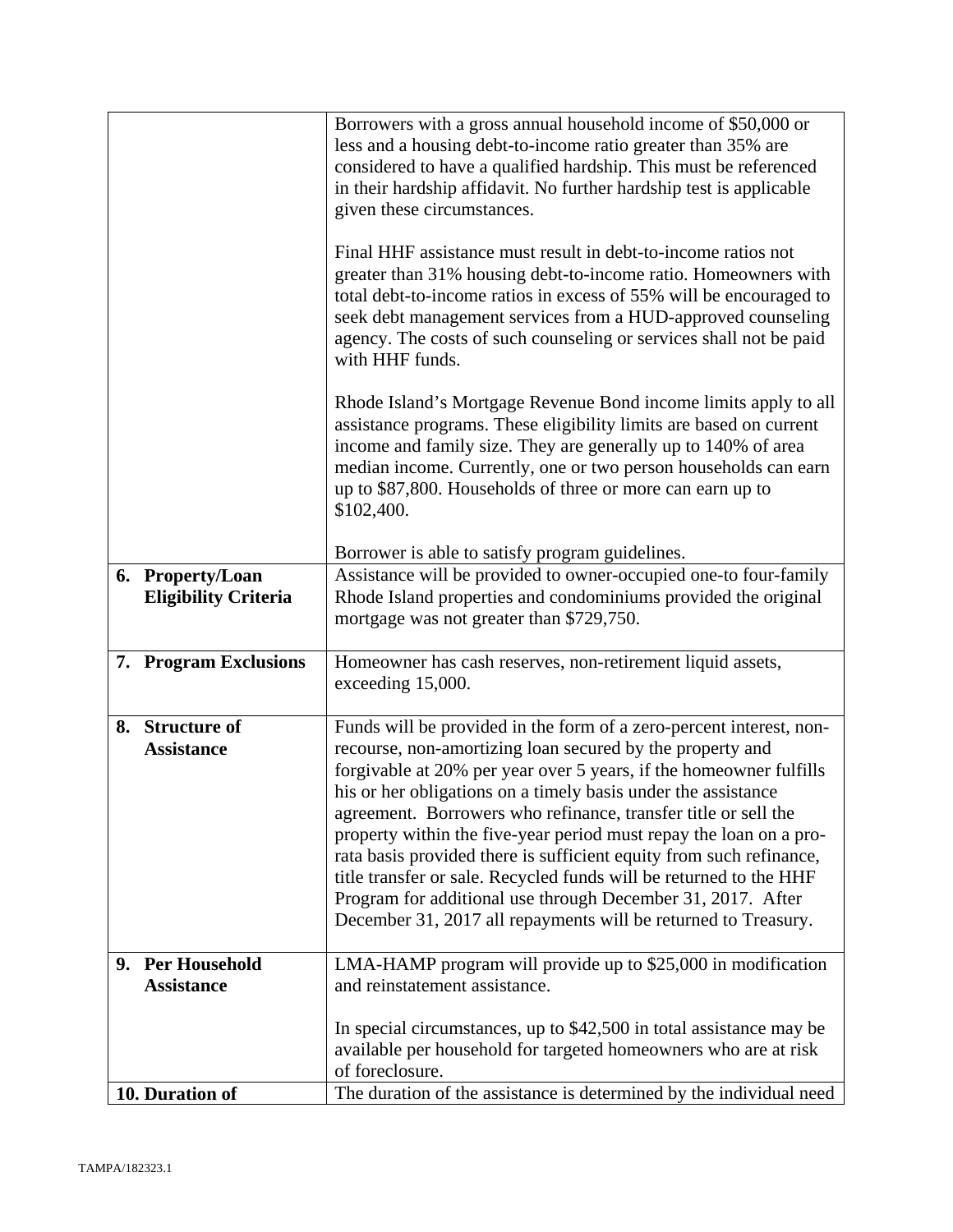| | |
|---|---|
| | Borrowers with a gross annual household income of $50,000 or less and a housing debt-to-income ratio greater than 35% are considered to have a qualified hardship. This must be referenced in their hardship affidavit. No further hardship test is applicable given these circumstances.<br><br>Final HHF assistance must result in debt-to-income ratios not greater than 31% housing debt-to-income ratio. Homeowners with total debt-to-income ratios in excess of 55% will be encouraged to seek debt management services from a HUD-approved counseling agency. The costs of such counseling or services shall not be paid with HHF funds.<br><br>Rhode Island's Mortgage Revenue Bond income limits apply to all assistance programs. These eligibility limits are based on current income and family size. They are generally up to 140% of area median income. Currently, one or two person households can earn up to $87,800. Households of three or more can earn up to $102,400.<br><br>Borrower is able to satisfy program guidelines. |
| **6. Property/Loan Eligibility Criteria** | Assistance will be provided to owner-occupied one-to four-family Rhode Island properties and condominiums provided the original mortgage was not greater than $729,750. |
| **7. Program Exclusions** | Homeowner has cash reserves, non-retirement liquid assets, exceeding 15,000. |
| **8. Structure of Assistance** | Funds will be provided in the form of a zero-percent interest, non-recourse, non-amortizing loan secured by the property and forgivable at 20% per year over 5 years, if the homeowner fulfills his or her obligations on a timely basis under the assistance agreement. Borrowers who refinance, transfer title or sell the property within the five-year period must repay the loan on a pro-rata basis provided there is sufficient equity from such refinance, title transfer or sale. Recycled funds will be returned to the HHF Program for additional use through December 31, 2017. After December 31, 2017 all repayments will be returned to Treasury. |
| **9. Per Household Assistance** | LMA-HAMP program will provide up to $25,000 in modification and reinstatement assistance.<br><br>In special circumstances, up to $42,500 in total assistance may be available per household for targeted homeowners who are at risk of foreclosure. |
| **10. Duration of** | The duration of the assistance is determined by the individual need |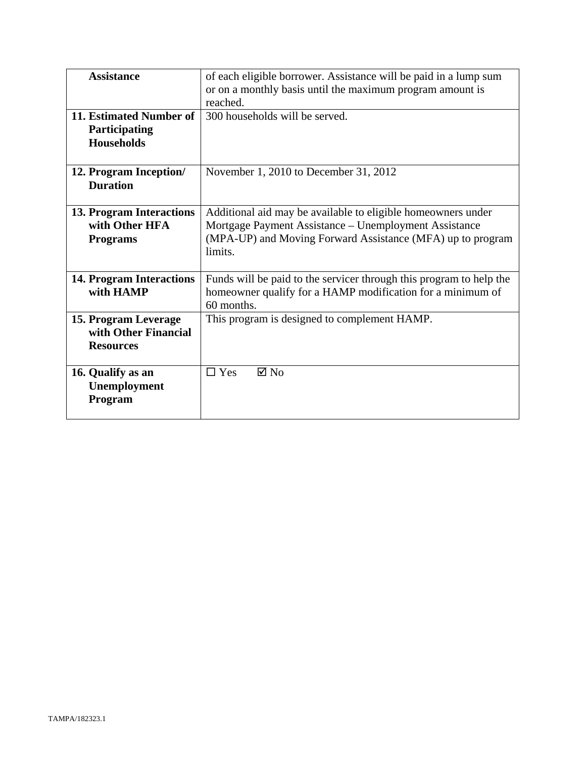| | |
|---|---|
| **Assistance** | of each eligible borrower. Assistance will be paid in a lump sum or on a monthly basis until the maximum program amount is reached. |
| **11. Estimated Number of Participating Households** | 300 households will be served. |
| **12. Program Inception/ Duration** | November 1, 2010 to December 31, 2012 |
| **13. Program Interactions with Other HFA Programs** | Additional aid may be available to eligible homeowners under Mortgage Payment Assistance – Unemployment Assistance (MPA-UP) and Moving Forward Assistance (MFA) up to program limits. |
| **14. Program Interactions with HAMP** | Funds will be paid to the servicer through this program to help the homeowner qualify for a HAMP modification for a minimum of 60 months. |
| **15. Program Leverage with Other Financial Resources** | This program is designed to complement HAMP. |
| **16. Qualify as an Unemployment Program** | ☐ Yes ☑ No |

TAMPA/182323.1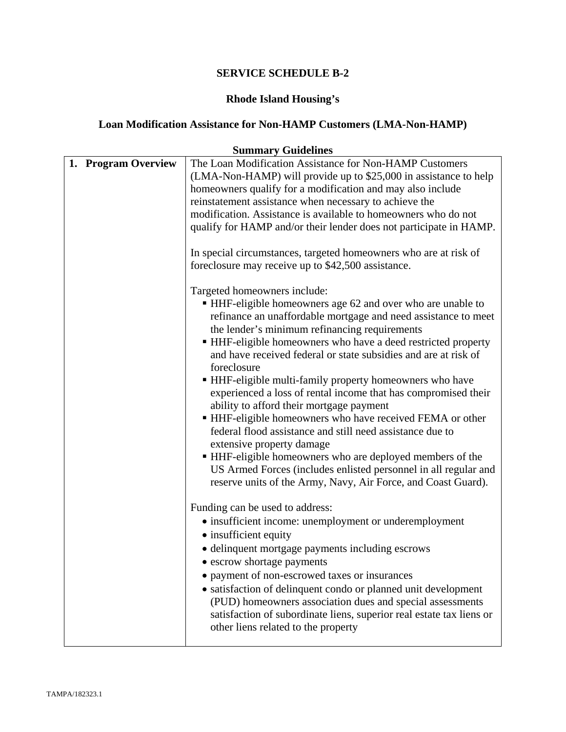# SERVICE SCHEDULE B-2

## Rhode Island Housing's

## Loan Modification Assistance for Non-HAMP Customers (LMA-Non-HAMP)

### Summary Guidelines

| | |
|---|---|
| **1. Program Overview** | The Loan Modification Assistance for Non-HAMP Customers (LMA-Non-HAMP) will provide up to $25,000 in assistance to help homeowners qualify for a modification and may also include reinstatement assistance when necessary to achieve the modification. Assistance is available to homeowners who do not qualify for HAMP and/or their lender does not participate in HAMP.<br><br>In special circumstances, targeted homeowners who are at risk of foreclosure may receive up to $42,500 assistance.<br><br>Targeted homeowners include:<br>▪ HHF-eligible homeowners age 62 and over who are unable to refinance an unaffordable mortgage and need assistance to meet the lender's minimum refinancing requirements<br>▪ HHF-eligible homeowners who have a deed restricted property and have received federal or state subsidies and are at risk of foreclosure<br>▪ HHF-eligible multi-family property homeowners who have experienced a loss of rental income that has compromised their ability to afford their mortgage payment<br>▪ HHF-eligible homeowners who have received FEMA or other federal flood assistance and still need assistance due to extensive property damage<br>▪ HHF-eligible homeowners who are deployed members of the US Armed Forces (includes enlisted personnel in all regular and reserve units of the Army, Navy, Air Force, and Coast Guard).<br><br>Funding can be used to address:<br>• insufficient income: unemployment or underemployment<br>• insufficient equity<br>• delinquent mortgage payments including escrows<br>• escrow shortage payments<br>• payment of non-escrowed taxes or insurances<br>• satisfaction of delinquent condo or planned unit development (PUD) homeowners association dues and special assessments satisfaction of subordinate liens, superior real estate tax liens or other liens related to the property |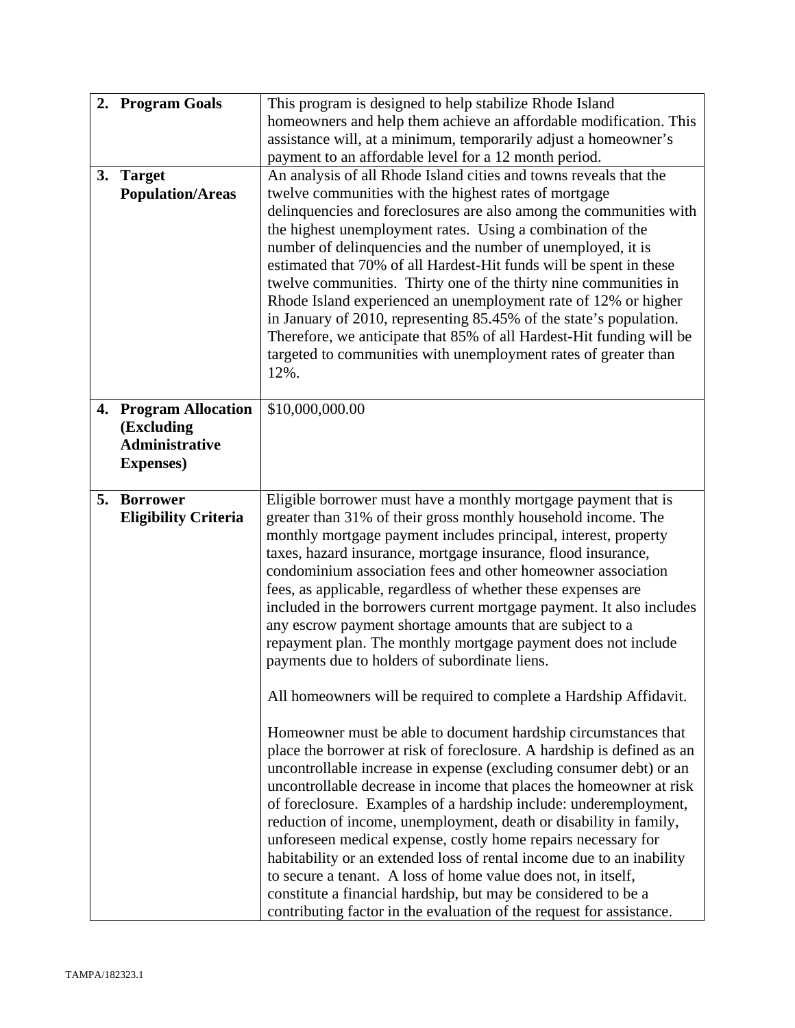| | |
|---|---|
| **2. Program Goals** | This program is designed to help stabilize Rhode Island homeowners and help them achieve an affordable modification. This assistance will, at a minimum, temporarily adjust a homeowner's payment to an affordable level for a 12 month period. |
| **3. Target Population/Areas** | An analysis of all Rhode Island cities and towns reveals that the twelve communities with the highest rates of mortgage delinquencies and foreclosures are also among the communities with the highest unemployment rates. Using a combination of the number of delinquencies and the number of unemployed, it is estimated that 70% of all Hardest-Hit funds will be spent in these twelve communities. Thirty one of the thirty nine communities in Rhode Island experienced an unemployment rate of 12% or higher in January of 2010, representing 85.45% of the state's population. Therefore, we anticipate that 85% of all Hardest-Hit funding will be targeted to communities with unemployment rates of greater than 12%. |
| **4. Program Allocation (Excluding Administrative Expenses)** | $10,000,000.00 |
| **5. Borrower Eligibility Criteria** | Eligible borrower must have a monthly mortgage payment that is greater than 31% of their gross monthly household income. The monthly mortgage payment includes principal, interest, property taxes, hazard insurance, mortgage insurance, flood insurance, condominium association fees and other homeowner association fees, as applicable, regardless of whether these expenses are included in the borrowers current mortgage payment. It also includes any escrow payment shortage amounts that are subject to a repayment plan. The monthly mortgage payment does not include payments due to holders of subordinate liens.<br><br>All homeowners will be required to complete a Hardship Affidavit.<br><br>Homeowner must be able to document hardship circumstances that place the borrower at risk of foreclosure. A hardship is defined as an uncontrollable increase in expense (excluding consumer debt) or an uncontrollable decrease in income that places the homeowner at risk of foreclosure. Examples of a hardship include: underemployment, reduction of income, unemployment, death or disability in family, unforeseen medical expense, costly home repairs necessary for habitability or an extended loss of rental income due to an inability to secure a tenant. A loss of home value does not, in itself, constitute a financial hardship, but may be considered to be a contributing factor in the evaluation of the request for assistance. |

TAMPA/182323.1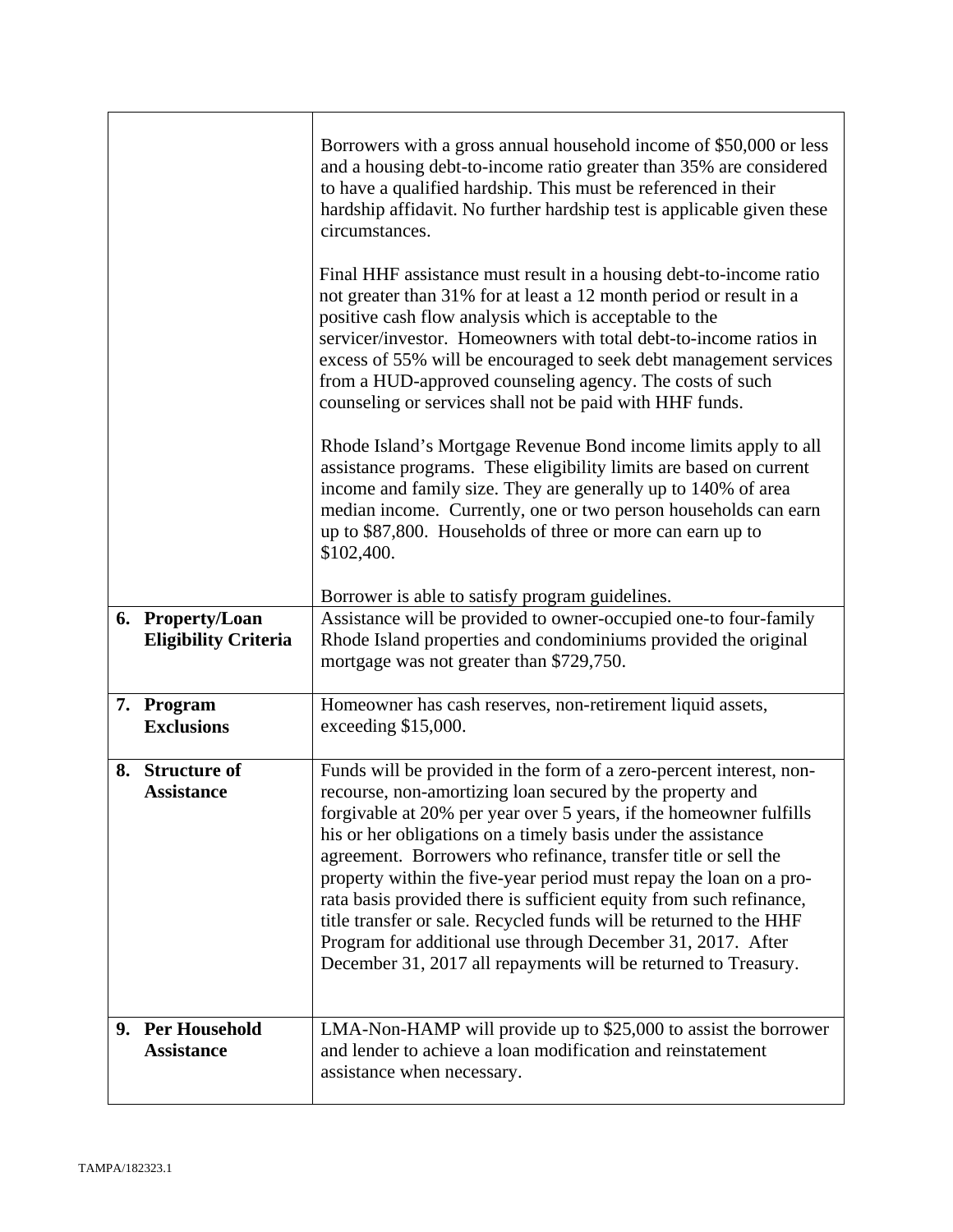| | |
|---|---|
| | Borrowers with a gross annual household income of $50,000 or less and a housing debt-to-income ratio greater than 35% are considered to have a qualified hardship. This must be referenced in their hardship affidavit. No further hardship test is applicable given these circumstances.<br><br>Final HHF assistance must result in a housing debt-to-income ratio not greater than 31% for at least a 12 month period or result in a positive cash flow analysis which is acceptable to the servicer/investor. Homeowners with total debt-to-income ratios in excess of 55% will be encouraged to seek debt management services from a HUD-approved counseling agency. The costs of such counseling or services shall not be paid with HHF funds.<br><br>Rhode Island's Mortgage Revenue Bond income limits apply to all assistance programs. These eligibility limits are based on current income and family size. They are generally up to 140% of area median income. Currently, one or two person households can earn up to $87,800. Households of three or more can earn up to $102,400.<br><br>Borrower is able to satisfy program guidelines. |
| **6. Property/Loan Eligibility Criteria** | Assistance will be provided to owner-occupied one-to four-family Rhode Island properties and condominiums provided the original mortgage was not greater than $729,750. |
| **7. Program Exclusions** | Homeowner has cash reserves, non-retirement liquid assets, exceeding $15,000. |
| **8. Structure of Assistance** | Funds will be provided in the form of a zero-percent interest, non-recourse, non-amortizing loan secured by the property and forgivable at 20% per year over 5 years, if the homeowner fulfills his or her obligations on a timely basis under the assistance agreement. Borrowers who refinance, transfer title or sell the property within the five-year period must repay the loan on a pro-rata basis provided there is sufficient equity from such refinance, title transfer or sale. Recycled funds will be returned to the HHF Program for additional use through December 31, 2017. After December 31, 2017 all repayments will be returned to Treasury. |
| **9. Per Household Assistance** | LMA-Non-HAMP will provide up to $25,000 to assist the borrower and lender to achieve a loan modification and reinstatement assistance when necessary. |

TAMPA/182323.1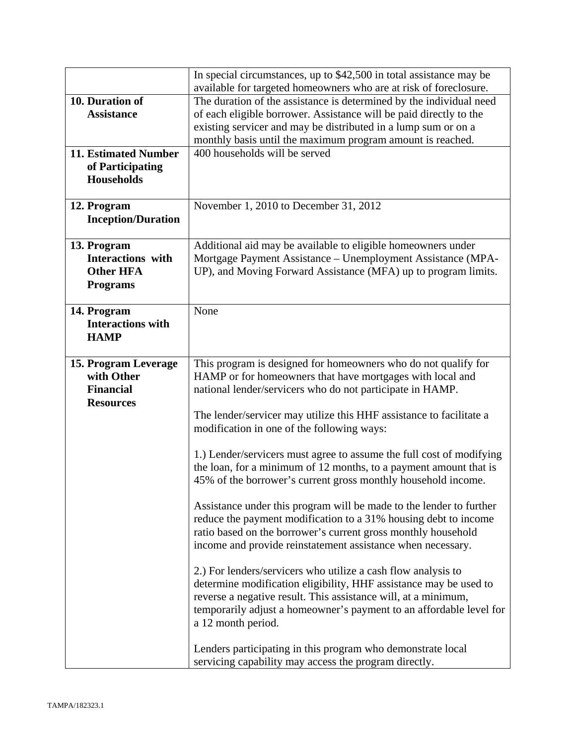| | |
|---|---|
| | In special circumstances, up to $42,500 in total assistance may be available for targeted homeowners who are at risk of foreclosure. |
| **10. Duration of Assistance** | The duration of the assistance is determined by the individual need of each eligible borrower. Assistance will be paid directly to the existing servicer and may be distributed in a lump sum or on a monthly basis until the maximum program amount is reached. |
| **11. Estimated Number of Participating Households** | 400 households will be served |
| **12. Program Inception/Duration** | November 1, 2010 to December 31, 2012 |
| **13. Program Interactions with Other HFA Programs** | Additional aid may be available to eligible homeowners under Mortgage Payment Assistance – Unemployment Assistance (MPA-UP), and Moving Forward Assistance (MFA) up to program limits. |
| **14. Program Interactions with HAMP** | None |
| **15. Program Leverage with Other Financial Resources** | This program is designed for homeowners who do not qualify for HAMP or for homeowners that have mortgages with local and national lender/servicers who do not participate in HAMP.<br><br>The lender/servicer may utilize this HHF assistance to facilitate a modification in one of the following ways:<br><br>1.) Lender/servicers must agree to assume the full cost of modifying the loan, for a minimum of 12 months, to a payment amount that is 45% of the borrower's current gross monthly household income.<br><br>Assistance under this program will be made to the lender to further reduce the payment modification to a 31% housing debt to income ratio based on the borrower's current gross monthly household income and provide reinstatement assistance when necessary.<br><br>2.) For lenders/servicers who utilize a cash flow analysis to determine modification eligibility, HHF assistance may be used to reverse a negative result. This assistance will, at a minimum, temporarily adjust a homeowner's payment to an affordable level for a 12 month period.<br><br>Lenders participating in this program who demonstrate local servicing capability may access the program directly. |

TAMPA/182323.1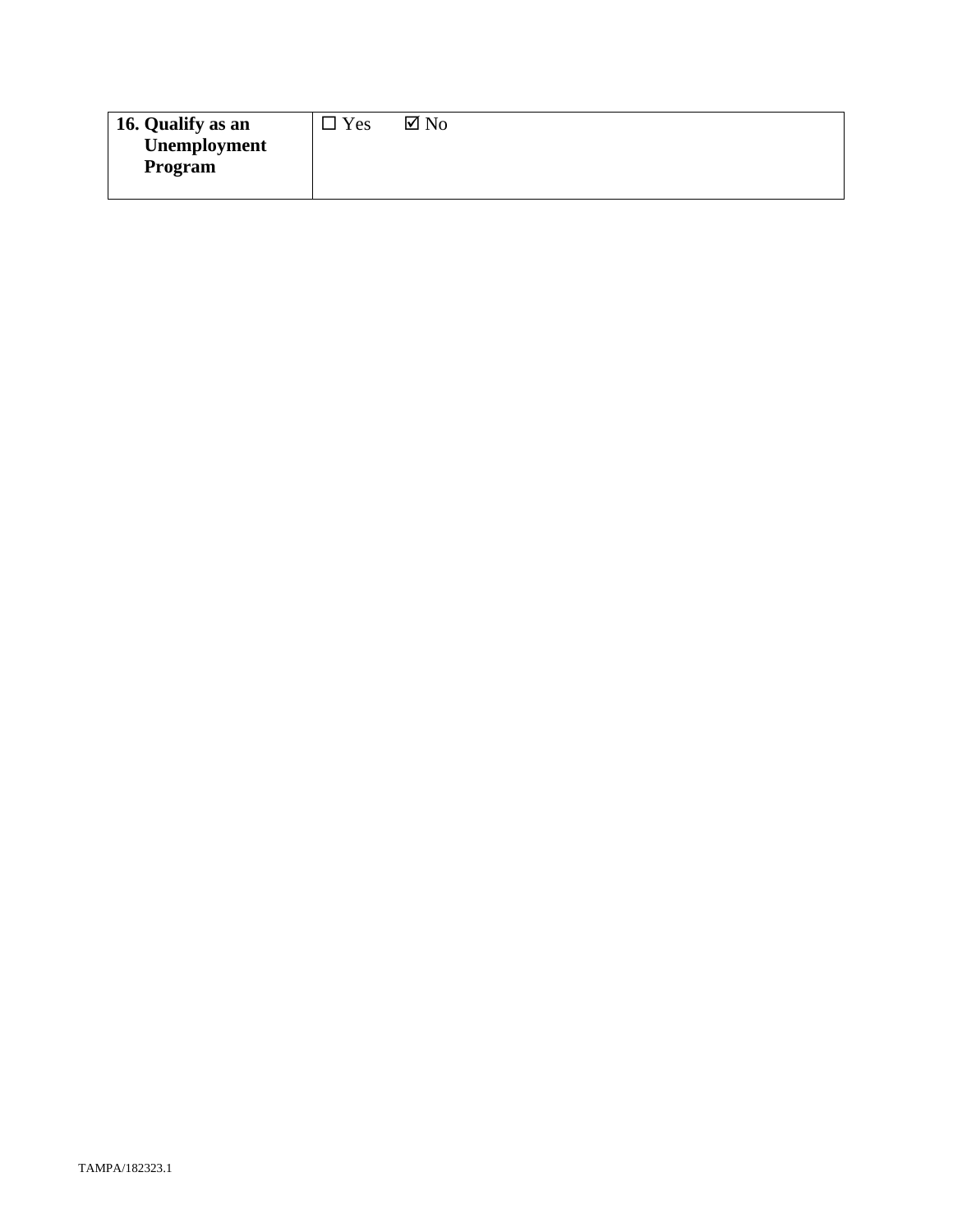| **16. Qualify as an Unemployment Program** | ☐ Yes ☑ No |
|---|---|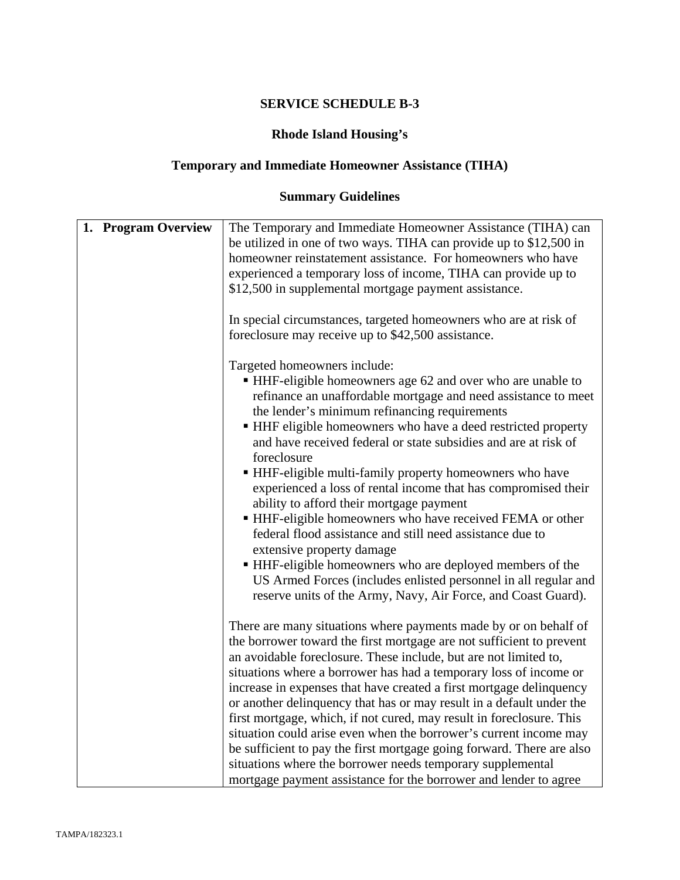**SERVICE SCHEDULE B-3**

**Rhode Island Housing's**

**Temporary and Immediate Homeowner Assistance (TIHA)**

**Summary Guidelines**

| | |
|---|---|
| **1. Program Overview** | The Temporary and Immediate Homeowner Assistance (TIHA) can be utilized in one of two ways. TIHA can provide up to $12,500 in homeowner reinstatement assistance. For homeowners who have experienced a temporary loss of income, TIHA can provide up to $12,500 in supplemental mortgage payment assistance.<br><br>In special circumstances, targeted homeowners who are at risk of foreclosure may receive up to $42,500 assistance.<br><br>Targeted homeowners include:<br>▪ HHF-eligible homeowners age 62 and over who are unable to refinance an unaffordable mortgage and need assistance to meet the lender's minimum refinancing requirements<br>▪ HHF eligible homeowners who have a deed restricted property and have received federal or state subsidies and are at risk of foreclosure<br>▪ HHF-eligible multi-family property homeowners who have experienced a loss of rental income that has compromised their ability to afford their mortgage payment<br>▪ HHF-eligible homeowners who have received FEMA or other federal flood assistance and still need assistance due to extensive property damage<br>▪ HHF-eligible homeowners who are deployed members of the US Armed Forces (includes enlisted personnel in all regular and reserve units of the Army, Navy, Air Force, and Coast Guard).<br><br>There are many situations where payments made by or on behalf of the borrower toward the first mortgage are not sufficient to prevent an avoidable foreclosure. These include, but are not limited to, situations where a borrower has had a temporary loss of income or increase in expenses that have created a first mortgage delinquency or another delinquency that has or may result in a default under the first mortgage, which, if not cured, may result in foreclosure. This situation could arise even when the borrower's current income may be sufficient to pay the first mortgage going forward. There are also situations where the borrower needs temporary supplemental mortgage payment assistance for the borrower and lender to agree |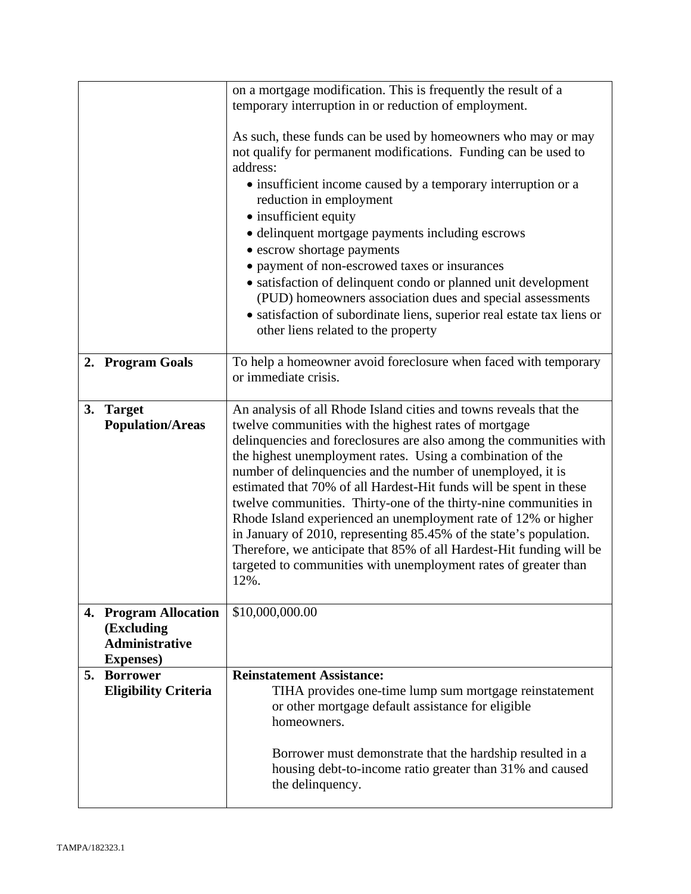| | |
|---|---|
| | on a mortgage modification. This is frequently the result of a temporary interruption in or reduction of employment.<br><br>As such, these funds can be used by homeowners who may or may not qualify for permanent modifications. Funding can be used to address:<br>• insufficient income caused by a temporary interruption or a reduction in employment<br>• insufficient equity<br>• delinquent mortgage payments including escrows<br>• escrow shortage payments<br>• payment of non-escrowed taxes or insurances<br>• satisfaction of delinquent condo or planned unit development (PUD) homeowners association dues and special assessments<br>• satisfaction of subordinate liens, superior real estate tax liens or other liens related to the property |
| **2. Program Goals** | To help a homeowner avoid foreclosure when faced with temporary or immediate crisis. |
| **3. Target Population/Areas** | An analysis of all Rhode Island cities and towns reveals that the twelve communities with the highest rates of mortgage delinquencies and foreclosures are also among the communities with the highest unemployment rates. Using a combination of the number of delinquencies and the number of unemployed, it is estimated that 70% of all Hardest-Hit funds will be spent in these twelve communities. Thirty-one of the thirty-nine communities in Rhode Island experienced an unemployment rate of 12% or higher in January of 2010, representing 85.45% of the state's population. Therefore, we anticipate that 85% of all Hardest-Hit funding will be targeted to communities with unemployment rates of greater than 12%. |
| **4. Program Allocation (Excluding Administrative Expenses)** | $10,000,000.00 |
| **5. Borrower Eligibility Criteria** | **Reinstatement Assistance:**<br>TIHA provides one-time lump sum mortgage reinstatement or other mortgage default assistance for eligible homeowners.<br><br>Borrower must demonstrate that the hardship resulted in a housing debt-to-income ratio greater than 31% and caused the delinquency. |

TAMPA/182323.1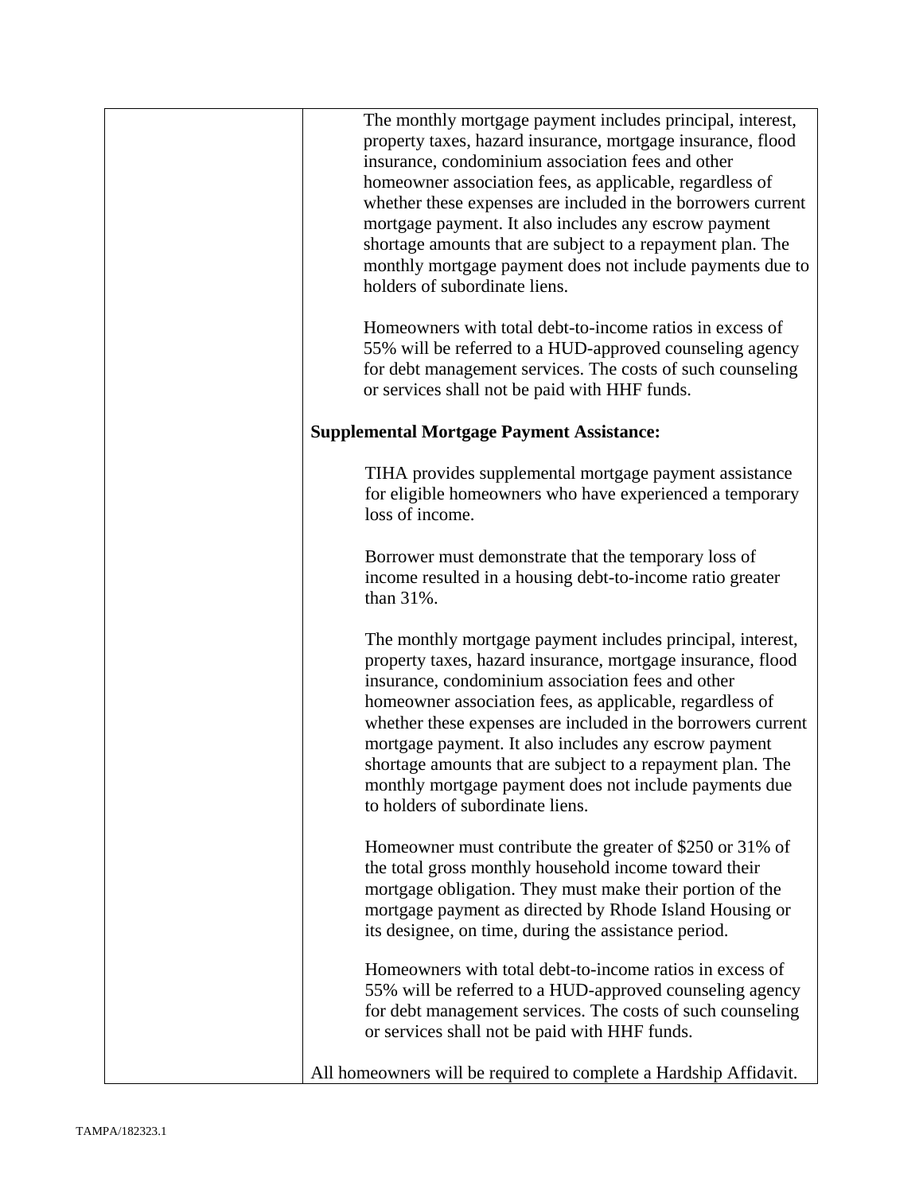| | The monthly mortgage payment includes principal, interest, property taxes, hazard insurance, mortgage insurance, flood insurance, condominium association fees and other homeowner association fees, as applicable, regardless of whether these expenses are included in the borrowers current mortgage payment. It also includes any escrow payment shortage amounts that are subject to a repayment plan. The monthly mortgage payment does not include payments due to holders of subordinate liens.<br><br>Homeowners with total debt-to-income ratios in excess of 55% will be referred to a HUD-approved counseling agency for debt management services. The costs of such counseling or services shall not be paid with HHF funds.<br><br>**Supplemental Mortgage Payment Assistance:**<br><br>TIHA provides supplemental mortgage payment assistance for eligible homeowners who have experienced a temporary loss of income.<br><br>Borrower must demonstrate that the temporary loss of income resulted in a housing debt-to-income ratio greater than 31%.<br><br>The monthly mortgage payment includes principal, interest, property taxes, hazard insurance, mortgage insurance, flood insurance, condominium association fees and other homeowner association fees, as applicable, regardless of whether these expenses are included in the borrowers current mortgage payment. It also includes any escrow payment shortage amounts that are subject to a repayment plan. The monthly mortgage payment does not include payments due to holders of subordinate liens.<br><br>Homeowner must contribute the greater of $250 or 31% of the total gross monthly household income toward their mortgage obligation. They must make their portion of the mortgage payment as directed by Rhode Island Housing or its designee, on time, during the assistance period.<br><br>Homeowners with total debt-to-income ratios in excess of 55% will be referred to a HUD-approved counseling agency for debt management services. The costs of such counseling or services shall not be paid with HHF funds.<br><br>All homeowners will be required to complete a Hardship Affidavit. |
|---|---|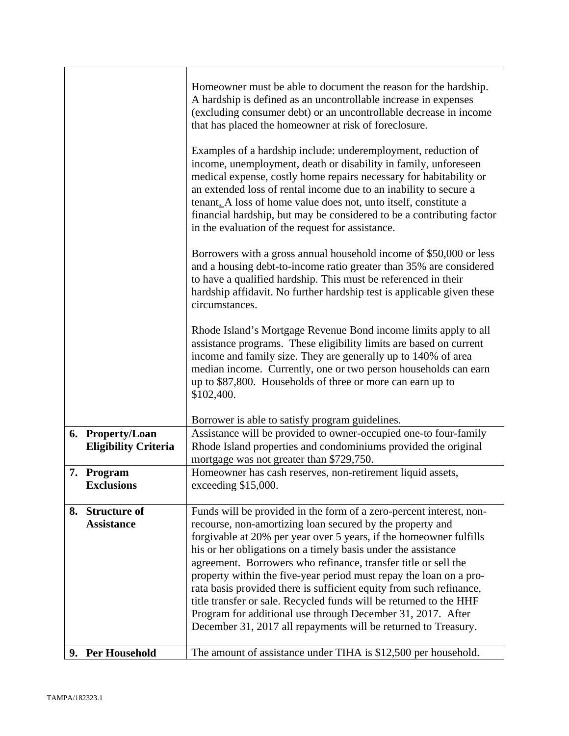| | |
|---|---|
| | Homeowner must be able to document the reason for the hardship. A hardship is defined as an uncontrollable increase in expenses (excluding consumer debt) or an uncontrollable decrease in income that has placed the homeowner at risk of foreclosure.<br><br>Examples of a hardship include: underemployment, reduction of income, unemployment, death or disability in family, unforeseen medical expense, costly home repairs necessary for habitability or an extended loss of rental income due to an inability to secure a tenant. A loss of home value does not, unto itself, constitute a financial hardship, but may be considered to be a contributing factor in the evaluation of the request for assistance.<br><br>Borrowers with a gross annual household income of $50,000 or less and a housing debt-to-income ratio greater than 35% are considered to have a qualified hardship. This must be referenced in their hardship affidavit. No further hardship test is applicable given these circumstances.<br><br>Rhode Island's Mortgage Revenue Bond income limits apply to all assistance programs. These eligibility limits are based on current income and family size. They are generally up to 140% of area median income. Currently, one or two person households can earn up to $87,800. Households of three or more can earn up to $102,400.<br><br>Borrower is able to satisfy program guidelines. |
| **6. Property/Loan Eligibility Criteria** | Assistance will be provided to owner-occupied one-to four-family Rhode Island properties and condominiums provided the original mortgage was not greater than $729,750. |
| **7. Program Exclusions** | Homeowner has cash reserves, non-retirement liquid assets, exceeding $15,000. |
| **8. Structure of Assistance** | Funds will be provided in the form of a zero-percent interest, non-recourse, non-amortizing loan secured by the property and forgivable at 20% per year over 5 years, if the homeowner fulfills his or her obligations on a timely basis under the assistance agreement. Borrowers who refinance, transfer title or sell the property within the five-year period must repay the loan on a pro-rata basis provided there is sufficient equity from such refinance, title transfer or sale. Recycled funds will be returned to the HHF Program for additional use through December 31, 2017. After December 31, 2017 all repayments will be returned to Treasury. |
| **9. Per Household** | The amount of assistance under TIHA is $12,500 per household. |

TAMPA/182323.1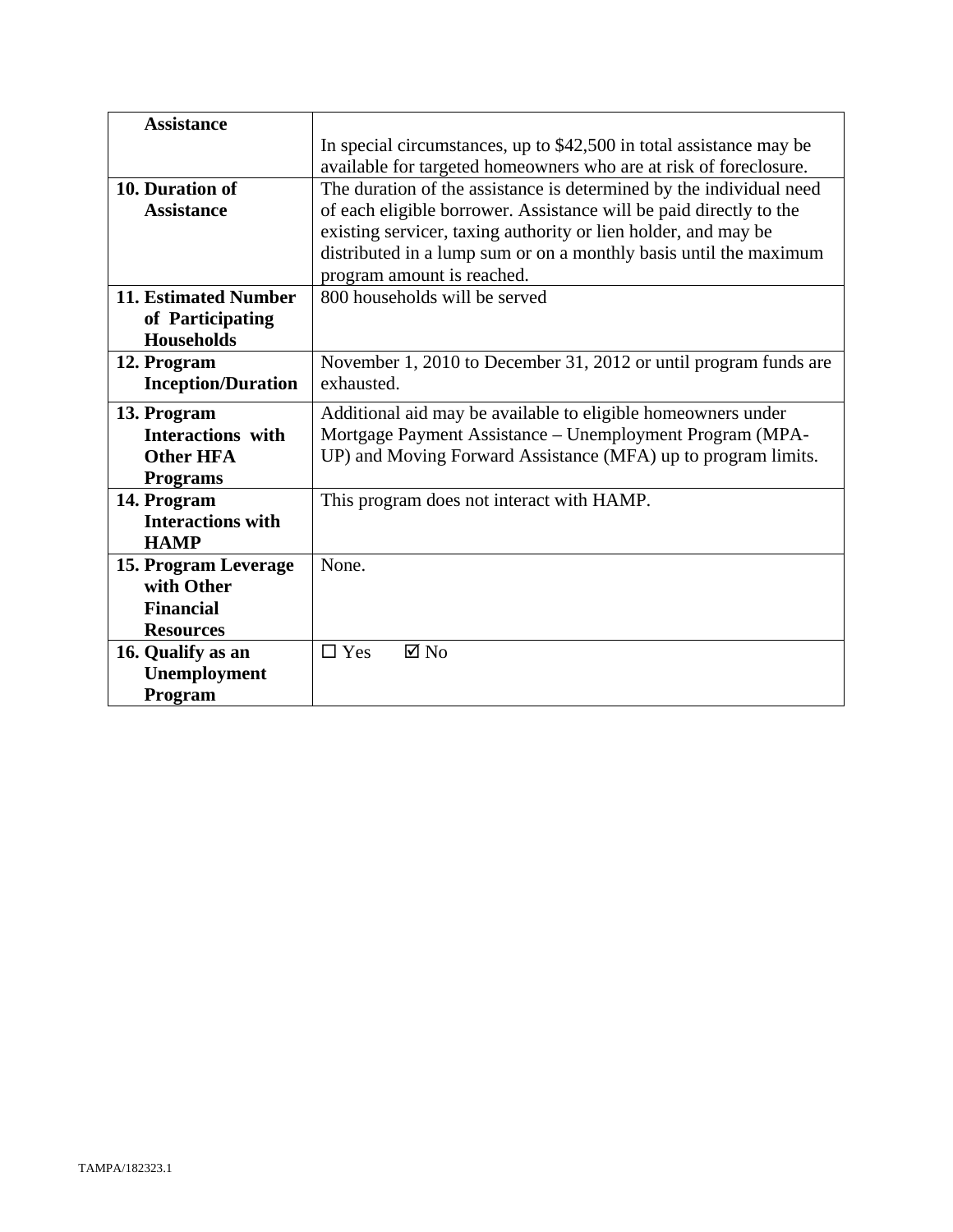| **Assistance** | In special circumstances, up to $42,500 in total assistance may be available for targeted homeowners who are at risk of foreclosure. |
|---|---|
| **10. Duration of Assistance** | The duration of the assistance is determined by the individual need of each eligible borrower. Assistance will be paid directly to the existing servicer, taxing authority or lien holder, and may be distributed in a lump sum or on a monthly basis until the maximum program amount is reached. |
| **11. Estimated Number of Participating Households** | 800 households will be served |
| **12. Program Inception/Duration** | November 1, 2010 to December 31, 2012 or until program funds are exhausted. |
| **13. Program Interactions with Other HFA Programs** | Additional aid may be available to eligible homeowners under Mortgage Payment Assistance – Unemployment Program (MPA-UP) and Moving Forward Assistance (MFA) up to program limits. |
| **14. Program Interactions with HAMP** | This program does not interact with HAMP. |
| **15. Program Leverage with Other Financial Resources** | None. |
| **16. Qualify as an Unemployment Program** | ☐ Yes ☑ No |

TAMPA/182323.1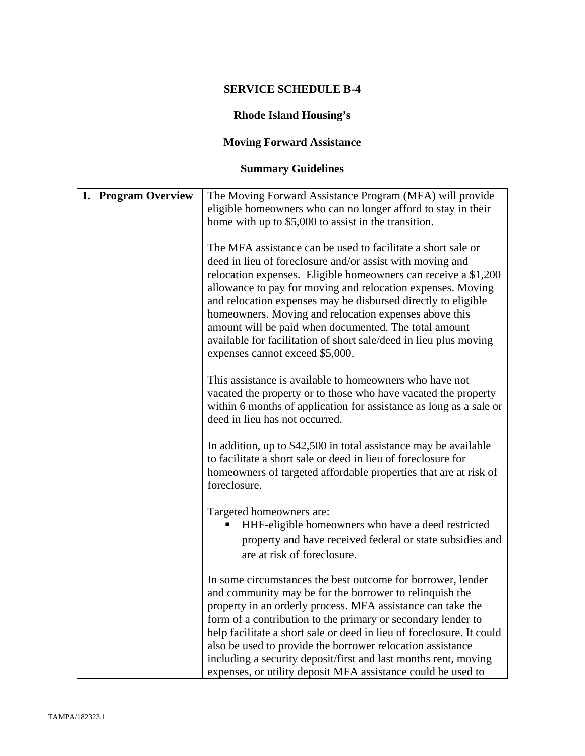**SERVICE SCHEDULE B-4**

**Rhode Island Housing's**

**Moving Forward Assistance**

**Summary Guidelines**

| | |
|---|---|
| **1. Program Overview** | The Moving Forward Assistance Program (MFA) will provide eligible homeowners who can no longer afford to stay in their home with up to $5,000 to assist in the transition.<br><br>The MFA assistance can be used to facilitate a short sale or deed in lieu of foreclosure and/or assist with moving and relocation expenses. Eligible homeowners can receive a $1,200 allowance to pay for moving and relocation expenses. Moving and relocation expenses may be disbursed directly to eligible homeowners. Moving and relocation expenses above this amount will be paid when documented. The total amount available for facilitation of short sale/deed in lieu plus moving expenses cannot exceed $5,000.<br><br>This assistance is available to homeowners who have not vacated the property or to those who have vacated the property within 6 months of application for assistance as long as a sale or deed in lieu has not occurred.<br><br>In addition, up to $42,500 in total assistance may be available to facilitate a short sale or deed in lieu of foreclosure for homeowners of targeted affordable properties that are at risk of foreclosure.<br><br>Targeted homeowners are:<br>▪ HHF-eligible homeowners who have a deed restricted property and have received federal or state subsidies and are at risk of foreclosure.<br><br>In some circumstances the best outcome for borrower, lender and community may be for the borrower to relinquish the property in an orderly process. MFA assistance can take the form of a contribution to the primary or secondary lender to help facilitate a short sale or deed in lieu of foreclosure. It could also be used to provide the borrower relocation assistance including a security deposit/first and last months rent, moving expenses, or utility deposit MFA assistance could be used to |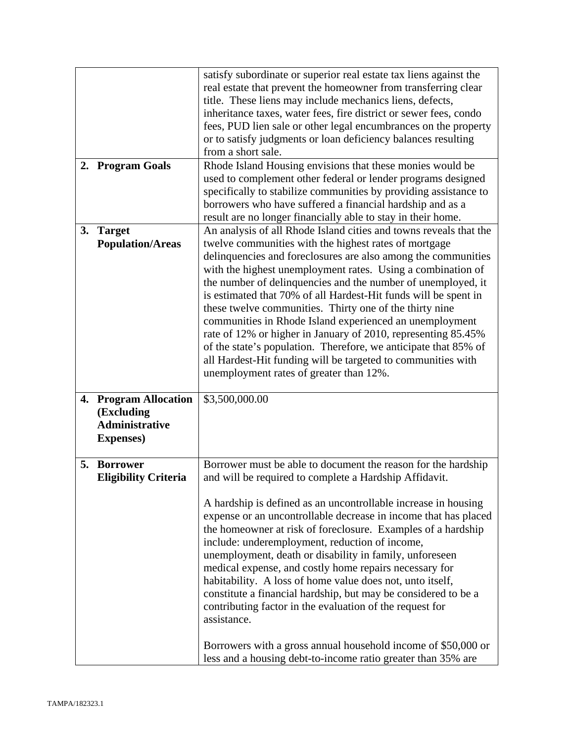| | |
|---|---|
| | satisfy subordinate or superior real estate tax liens against the real estate that prevent the homeowner from transferring clear title. These liens may include mechanics liens, defects, inheritance taxes, water fees, fire district or sewer fees, condo fees, PUD lien sale or other legal encumbrances on the property or to satisfy judgments or loan deficiency balances resulting from a short sale. |
| **2. Program Goals** | Rhode Island Housing envisions that these monies would be used to complement other federal or lender programs designed specifically to stabilize communities by providing assistance to borrowers who have suffered a financial hardship and as a result are no longer financially able to stay in their home. |
| **3. Target Population/Areas** | An analysis of all Rhode Island cities and towns reveals that the twelve communities with the highest rates of mortgage delinquencies and foreclosures are also among the communities with the highest unemployment rates. Using a combination of the number of delinquencies and the number of unemployed, it is estimated that 70% of all Hardest-Hit funds will be spent in these twelve communities. Thirty one of the thirty nine communities in Rhode Island experienced an unemployment rate of 12% or higher in January of 2010, representing 85.45% of the state's population. Therefore, we anticipate that 85% of all Hardest-Hit funding will be targeted to communities with unemployment rates of greater than 12%. |
| **4. Program Allocation (Excluding Administrative Expenses)** | \$3,500,000.00 |
| **5. Borrower Eligibility Criteria** | Borrower must be able to document the reason for the hardship and will be required to complete a Hardship Affidavit.<br><br>A hardship is defined as an uncontrollable increase in housing expense or an uncontrollable decrease in income that has placed the homeowner at risk of foreclosure. Examples of a hardship include: underemployment, reduction of income, unemployment, death or disability in family, unforeseen medical expense, and costly home repairs necessary for habitability. A loss of home value does not, unto itself, constitute a financial hardship, but may be considered to be a contributing factor in the evaluation of the request for assistance.<br><br>Borrowers with a gross annual household income of \$50,000 or less and a housing debt-to-income ratio greater than 35% are |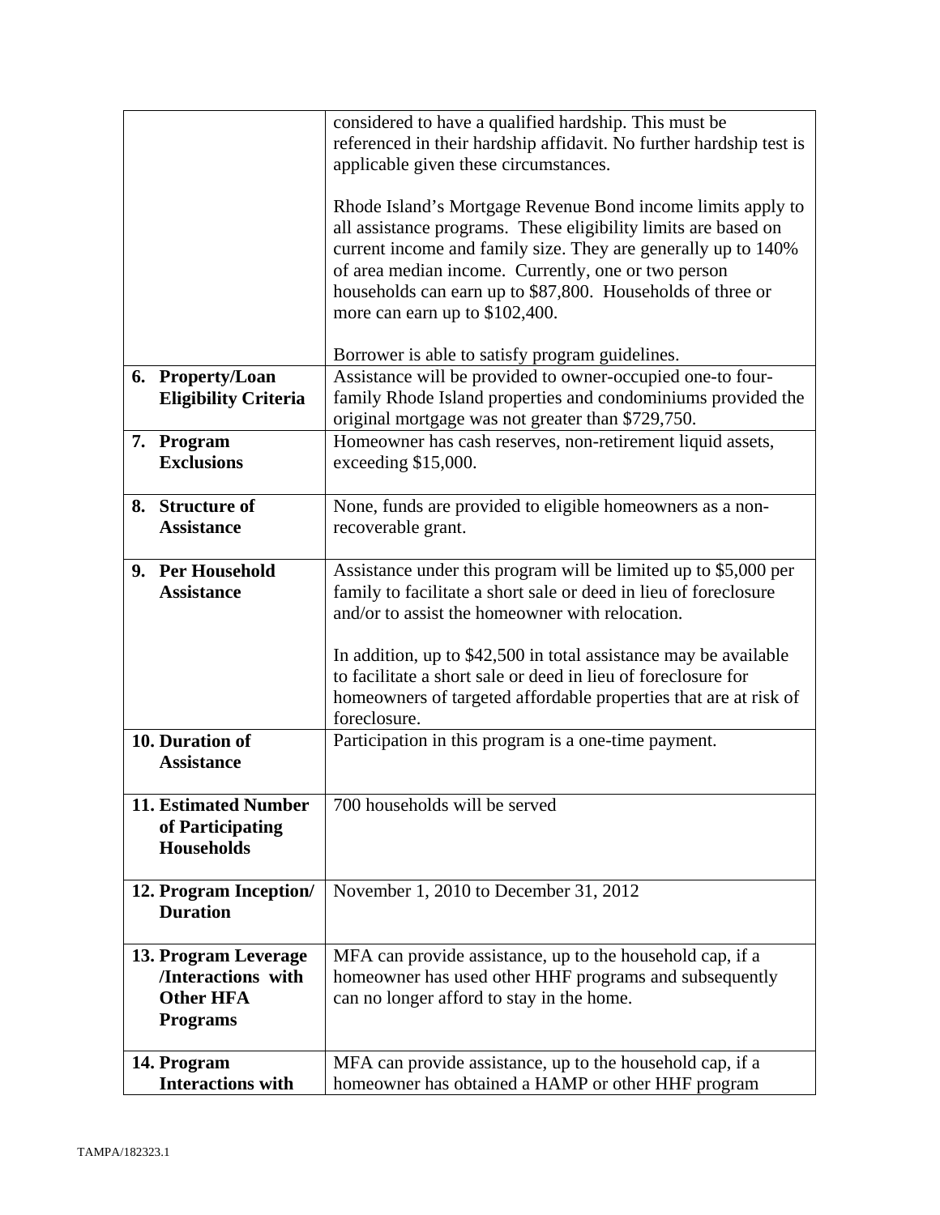| | |
|---|---|
| | considered to have a qualified hardship. This must be referenced in their hardship affidavit. No further hardship test is applicable given these circumstances.<br><br>Rhode Island's Mortgage Revenue Bond income limits apply to all assistance programs. These eligibility limits are based on current income and family size. They are generally up to 140% of area median income. Currently, one or two person households can earn up to \$87,800. Households of three or more can earn up to \$102,400.<br><br>Borrower is able to satisfy program guidelines. |
| **6. Property/Loan Eligibility Criteria** | Assistance will be provided to owner-occupied one-to four-family Rhode Island properties and condominiums provided the original mortgage was not greater than \$729,750. |
| **7. Program Exclusions** | Homeowner has cash reserves, non-retirement liquid assets, exceeding \$15,000. |
| **8. Structure of Assistance** | None, funds are provided to eligible homeowners as a non-recoverable grant. |
| **9. Per Household Assistance** | Assistance under this program will be limited up to \$5,000 per family to facilitate a short sale or deed in lieu of foreclosure and/or to assist the homeowner with relocation.<br><br>In addition, up to \$42,500 in total assistance may be available to facilitate a short sale or deed in lieu of foreclosure for homeowners of targeted affordable properties that are at risk of foreclosure. |
| **10. Duration of Assistance** | Participation in this program is a one-time payment. |
| **11. Estimated Number of Participating Households** | 700 households will be served |
| **12. Program Inception/ Duration** | November 1, 2010 to December 31, 2012 |
| **13. Program Leverage /Interactions with Other HFA Programs** | MFA can provide assistance, up to the household cap, if a homeowner has used other HHF programs and subsequently can no longer afford to stay in the home. |
| **14. Program Interactions with** | MFA can provide assistance, up to the household cap, if a homeowner has obtained a HAMP or other HHF program |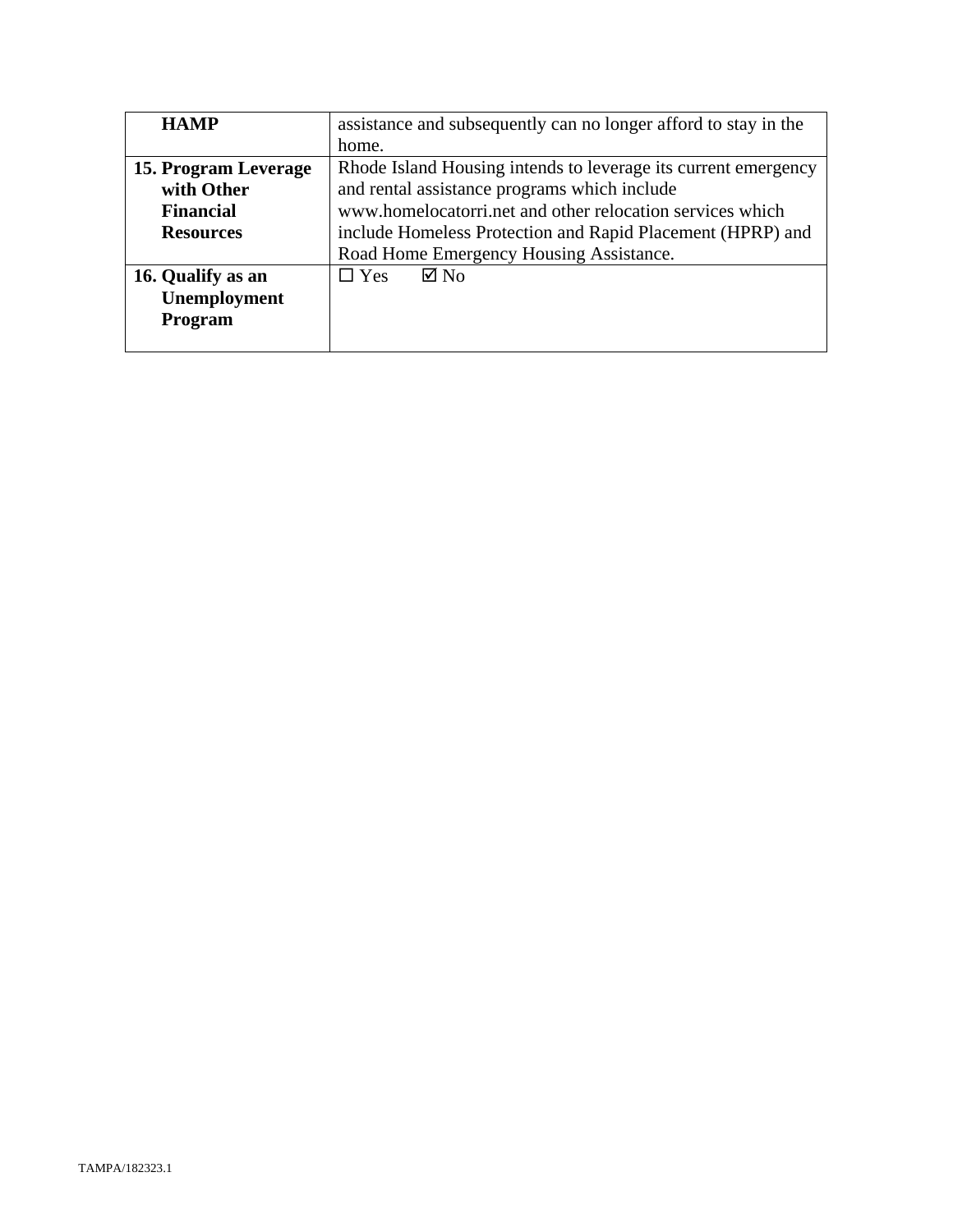| | |
|---|---|
| **HAMP** | assistance and subsequently can no longer afford to stay in the home. |
| **15. Program Leverage with Other Financial Resources** | Rhode Island Housing intends to leverage its current emergency and rental assistance programs which include www.homelocatorri.net and other relocation services which include Homeless Protection and Rapid Placement (HPRP) and Road Home Emergency Housing Assistance. |
| **16. Qualify as an Unemployment Program** | ☐ Yes ☑ No |

TAMPA/182323.1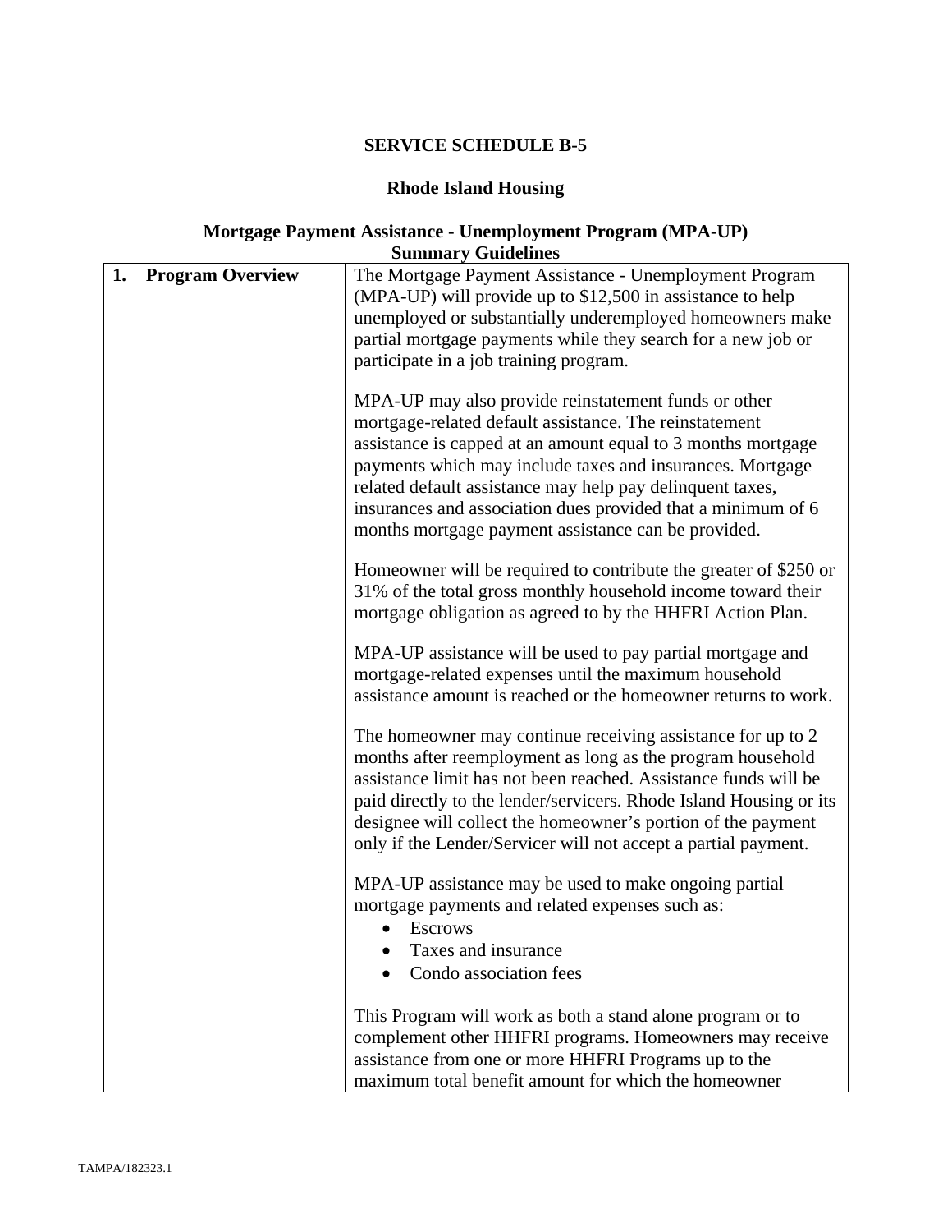**SERVICE SCHEDULE B-5**

**Rhode Island Housing**

**Mortgage Payment Assistance - Unemployment Program (MPA-UP)**
**Summary Guidelines**

| | |
|---|---|
| **1. Program Overview** | The Mortgage Payment Assistance - Unemployment Program (MPA-UP) will provide up to $12,500 in assistance to help unemployed or substantially underemployed homeowners make partial mortgage payments while they search for a new job or participate in a job training program.<br><br>MPA-UP may also provide reinstatement funds or other mortgage-related default assistance. The reinstatement assistance is capped at an amount equal to 3 months mortgage payments which may include taxes and insurances. Mortgage related default assistance may help pay delinquent taxes, insurances and association dues provided that a minimum of 6 months mortgage payment assistance can be provided.<br><br>Homeowner will be required to contribute the greater of $250 or 31% of the total gross monthly household income toward their mortgage obligation as agreed to by the HHFRI Action Plan.<br><br>MPA-UP assistance will be used to pay partial mortgage and mortgage-related expenses until the maximum household assistance amount is reached or the homeowner returns to work.<br><br>The homeowner may continue receiving assistance for up to 2 months after reemployment as long as the program household assistance limit has not been reached. Assistance funds will be paid directly to the lender/servicers. Rhode Island Housing or its designee will collect the homeowner's portion of the payment only if the Lender/Servicer will not accept a partial payment.<br><br>MPA-UP assistance may be used to make ongoing partial mortgage payments and related expenses such as:<br>• Escrows<br>• Taxes and insurance<br>• Condo association fees<br><br>This Program will work as both a stand alone program or to complement other HHFRI programs. Homeowners may receive assistance from one or more HHFRI Programs up to the maximum total benefit amount for which the homeowner |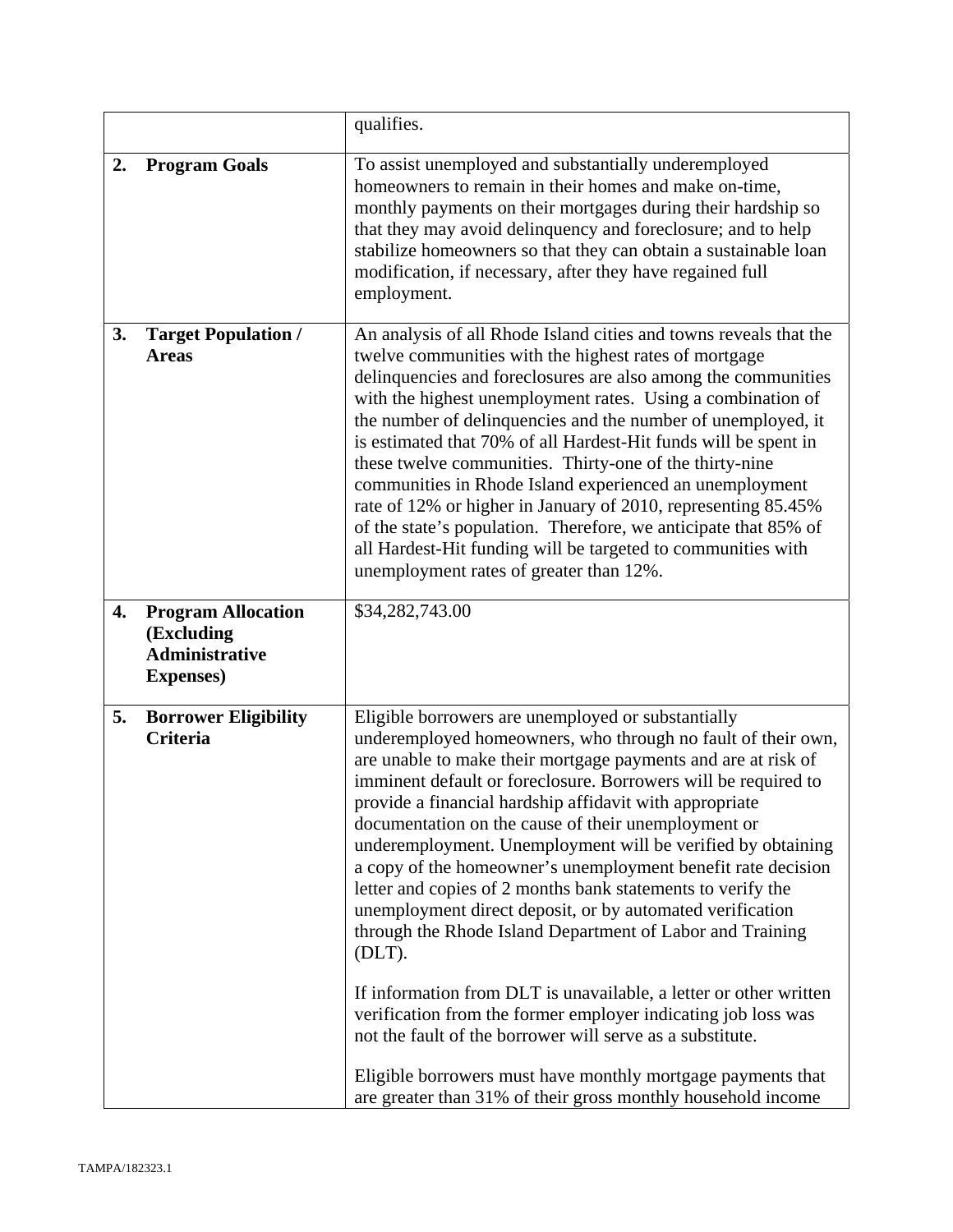| | |
|---|---|
| | qualifies. |
| **2. Program Goals** | To assist unemployed and substantially underemployed homeowners to remain in their homes and make on-time, monthly payments on their mortgages during their hardship so that they may avoid delinquency and foreclosure; and to help stabilize homeowners so that they can obtain a sustainable loan modification, if necessary, after they have regained full employment. |
| **3. Target Population / Areas** | An analysis of all Rhode Island cities and towns reveals that the twelve communities with the highest rates of mortgage delinquencies and foreclosures are also among the communities with the highest unemployment rates. Using a combination of the number of delinquencies and the number of unemployed, it is estimated that 70% of all Hardest-Hit funds will be spent in these twelve communities. Thirty-one of the thirty-nine communities in Rhode Island experienced an unemployment rate of 12% or higher in January of 2010, representing 85.45% of the state's population. Therefore, we anticipate that 85% of all Hardest-Hit funding will be targeted to communities with unemployment rates of greater than 12%. |
| **4. Program Allocation (Excluding Administrative Expenses)** | $34,282,743.00 |
| **5. Borrower Eligibility Criteria** | Eligible borrowers are unemployed or substantially underemployed homeowners, who through no fault of their own, are unable to make their mortgage payments and are at risk of imminent default or foreclosure. Borrowers will be required to provide a financial hardship affidavit with appropriate documentation on the cause of their unemployment or underemployment. Unemployment will be verified by obtaining a copy of the homeowner's unemployment benefit rate decision letter and copies of 2 months bank statements to verify the unemployment direct deposit, or by automated verification through the Rhode Island Department of Labor and Training (DLT).<br><br>If information from DLT is unavailable, a letter or other written verification from the former employer indicating job loss was not the fault of the borrower will serve as a substitute.<br><br>Eligible borrowers must have monthly mortgage payments that are greater than 31% of their gross monthly household income |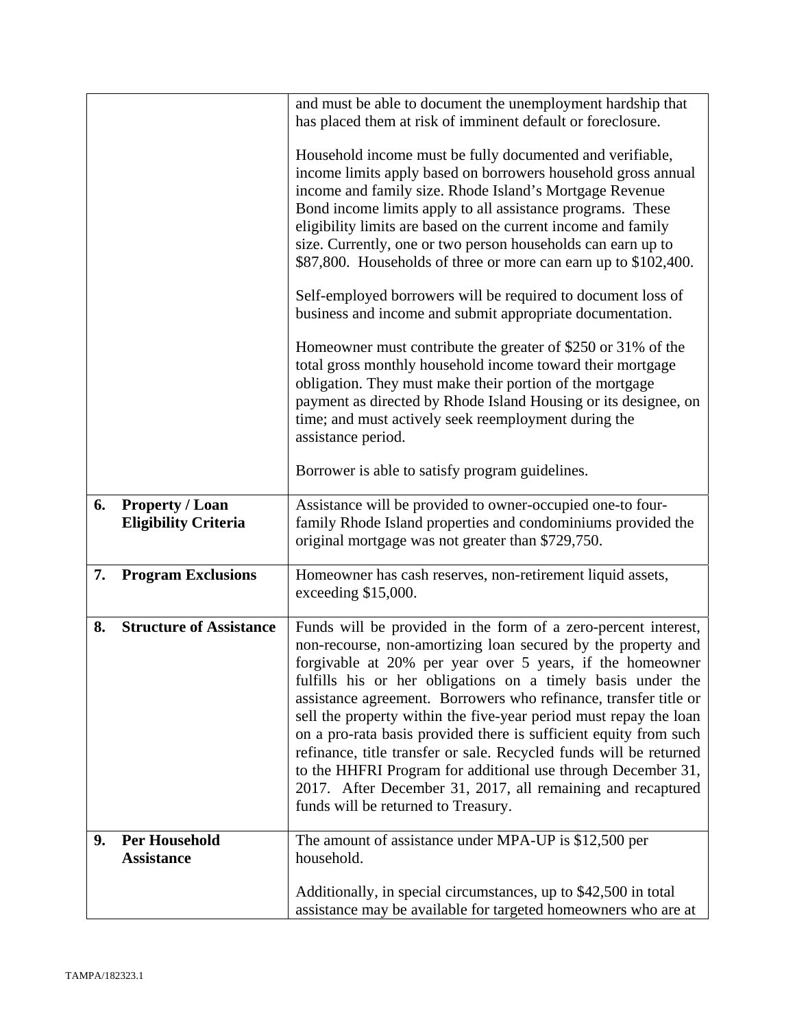| | |
|---|---|
| | and must be able to document the unemployment hardship that has placed them at risk of imminent default or foreclosure.<br><br>Household income must be fully documented and verifiable, income limits apply based on borrowers household gross annual income and family size. Rhode Island's Mortgage Revenue Bond income limits apply to all assistance programs. These eligibility limits are based on the current income and family size. Currently, one or two person households can earn up to \$87,800. Households of three or more can earn up to \$102,400.<br><br>Self-employed borrowers will be required to document loss of business and income and submit appropriate documentation.<br><br>Homeowner must contribute the greater of \$250 or 31% of the total gross monthly household income toward their mortgage obligation. They must make their portion of the mortgage payment as directed by Rhode Island Housing or its designee, on time; and must actively seek reemployment during the assistance period.<br><br>Borrower is able to satisfy program guidelines. |
| **6. Property / Loan Eligibility Criteria** | Assistance will be provided to owner-occupied one-to four-family Rhode Island properties and condominiums provided the original mortgage was not greater than \$729,750. |
| **7. Program Exclusions** | Homeowner has cash reserves, non-retirement liquid assets, exceeding \$15,000. |
| **8. Structure of Assistance** | Funds will be provided in the form of a zero-percent interest, non-recourse, non-amortizing loan secured by the property and forgivable at 20% per year over 5 years, if the homeowner fulfills his or her obligations on a timely basis under the assistance agreement. Borrowers who refinance, transfer title or sell the property within the five-year period must repay the loan on a pro-rata basis provided there is sufficient equity from such refinance, title transfer or sale. Recycled funds will be returned to the HHFRI Program for additional use through December 31, 2017. After December 31, 2017, all remaining and recaptured funds will be returned to Treasury. |
| **9. Per Household Assistance** | The amount of assistance under MPA-UP is \$12,500 per household.<br><br>Additionally, in special circumstances, up to \$42,500 in total assistance may be available for targeted homeowners who are at |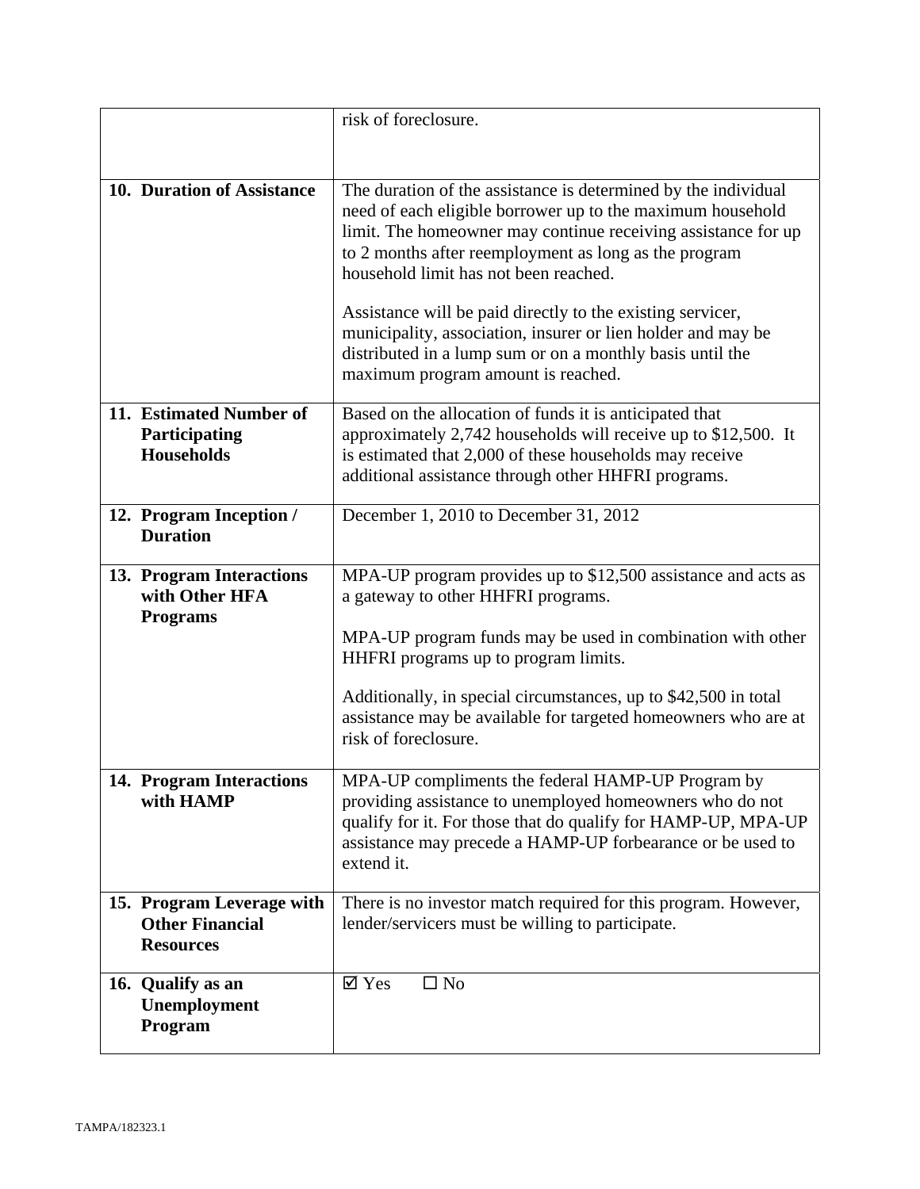| | |
|---|---|
| | risk of foreclosure. |
| **10. Duration of Assistance** | The duration of the assistance is determined by the individual need of each eligible borrower up to the maximum household limit. The homeowner may continue receiving assistance for up to 2 months after reemployment as long as the program household limit has not been reached.<br><br>Assistance will be paid directly to the existing servicer, municipality, association, insurer or lien holder and may be distributed in a lump sum or on a monthly basis until the maximum program amount is reached. |
| **11. Estimated Number of Participating Households** | Based on the allocation of funds it is anticipated that approximately 2,742 households will receive up to $12,500. It is estimated that 2,000 of these households may receive additional assistance through other HHFRI programs. |
| **12. Program Inception / Duration** | December 1, 2010 to December 31, 2012 |
| **13. Program Interactions with Other HFA Programs** | MPA-UP program provides up to $12,500 assistance and acts as a gateway to other HHFRI programs.<br><br>MPA-UP program funds may be used in combination with other HHFRI programs up to program limits.<br><br>Additionally, in special circumstances, up to $42,500 in total assistance may be available for targeted homeowners who are at risk of foreclosure. |
| **14. Program Interactions with HAMP** | MPA-UP compliments the federal HAMP-UP Program by providing assistance to unemployed homeowners who do not qualify for it. For those that do qualify for HAMP-UP, MPA-UP assistance may precede a HAMP-UP forbearance or be used to extend it. |
| **15. Program Leverage with Other Financial Resources** | There is no investor match required for this program. However, lender/servicers must be willing to participate. |
| **16. Qualify as an Unemployment Program** | ☑ Yes ☐ No |

TAMPA/182323.1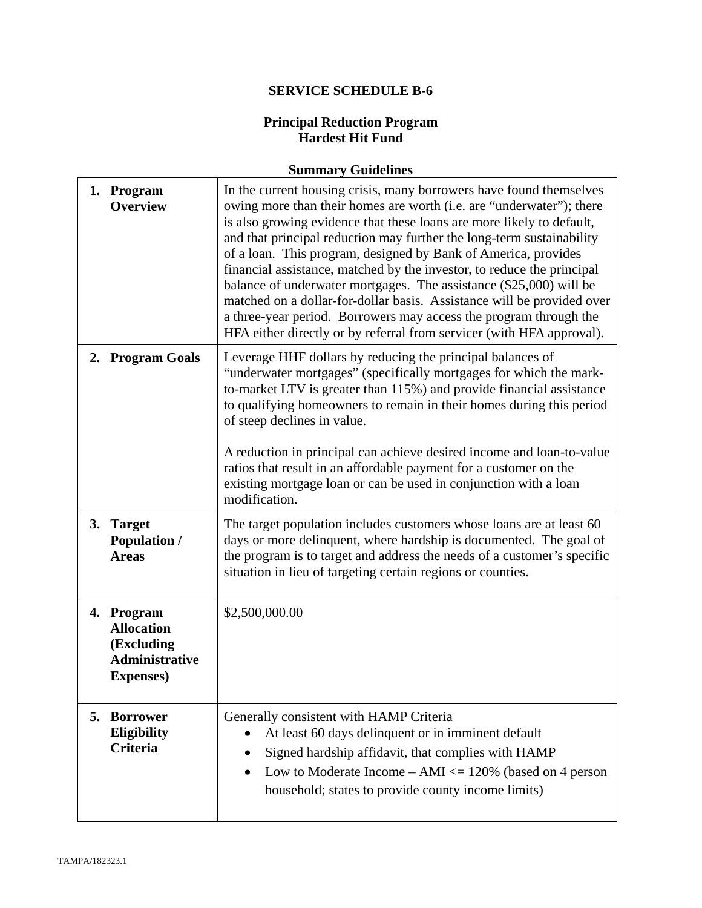**SERVICE SCHEDULE B-6**

**Principal Reduction Program**
**Hardest Hit Fund**

**Summary Guidelines**

| | |
|---|---|
| **1. Program Overview** | In the current housing crisis, many borrowers have found themselves owing more than their homes are worth (i.e. are "underwater"); there is also growing evidence that these loans are more likely to default, and that principal reduction may further the long-term sustainability of a loan. This program, designed by Bank of America, provides financial assistance, matched by the investor, to reduce the principal balance of underwater mortgages. The assistance ($25,000) will be matched on a dollar-for-dollar basis. Assistance will be provided over a three-year period. Borrowers may access the program through the HFA either directly or by referral from servicer (with HFA approval). |
| **2. Program Goals** | Leverage HHF dollars by reducing the principal balances of "underwater mortgages" (specifically mortgages for which the mark-to-market LTV is greater than 115%) and provide financial assistance to qualifying homeowners to remain in their homes during this period of steep declines in value.<br><br>A reduction in principal can achieve desired income and loan-to-value ratios that result in an affordable payment for a customer on the existing mortgage loan or can be used in conjunction with a loan modification. |
| **3. Target Population / Areas** | The target population includes customers whose loans are at least 60 days or more delinquent, where hardship is documented. The goal of the program is to target and address the needs of a customer's specific situation in lieu of targeting certain regions or counties. |
| **4. Program Allocation (Excluding Administrative Expenses)** | $2,500,000.00 |
| **5. Borrower Eligibility Criteria** | Generally consistent with HAMP Criteria<br>• At least 60 days delinquent or in imminent default<br>• Signed hardship affidavit, that complies with HAMP<br>• Low to Moderate Income – AMI <= 120% (based on 4 person household; states to provide county income limits) |

TAMPA/182323.1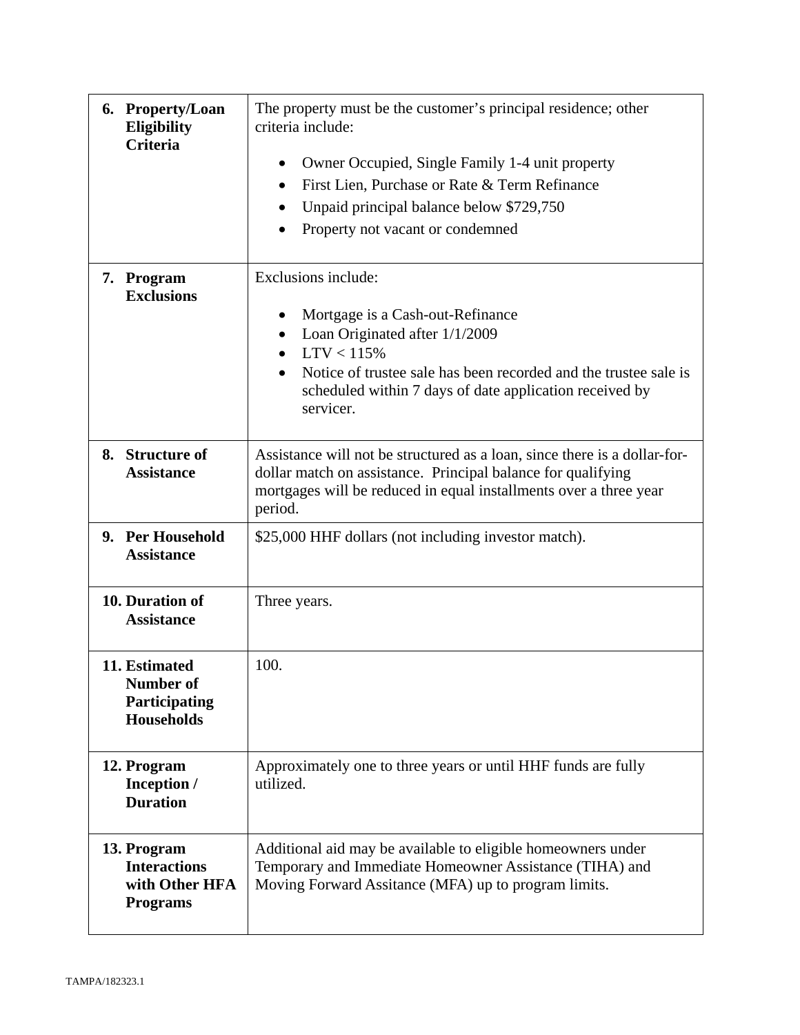| | |
|---|---|
| **6. Property/Loan Eligibility Criteria** | The property must be the customer's principal residence; other criteria include:<br>• Owner Occupied, Single Family 1-4 unit property<br>• First Lien, Purchase or Rate & Term Refinance<br>• Unpaid principal balance below $729,750<br>• Property not vacant or condemned |
| **7. Program Exclusions** | Exclusions include:<br>• Mortgage is a Cash-out-Refinance<br>• Loan Originated after 1/1/2009<br>• LTV < 115%<br>• Notice of trustee sale has been recorded and the trustee sale is scheduled within 7 days of date application received by servicer. |
| **8. Structure of Assistance** | Assistance will not be structured as a loan, since there is a dollar-for-dollar match on assistance. Principal balance for qualifying mortgages will be reduced in equal installments over a three year period. |
| **9. Per Household Assistance** | $25,000 HHF dollars (not including investor match). |
| **10. Duration of Assistance** | Three years. |
| **11. Estimated Number of Participating Households** | 100. |
| **12. Program Inception / Duration** | Approximately one to three years or until HHF funds are fully utilized. |
| **13. Program Interactions with Other HFA Programs** | Additional aid may be available to eligible homeowners under Temporary and Immediate Homeowner Assistance (TIHA) and Moving Forward Assitance (MFA) up to program limits. |

TAMPA/182323.1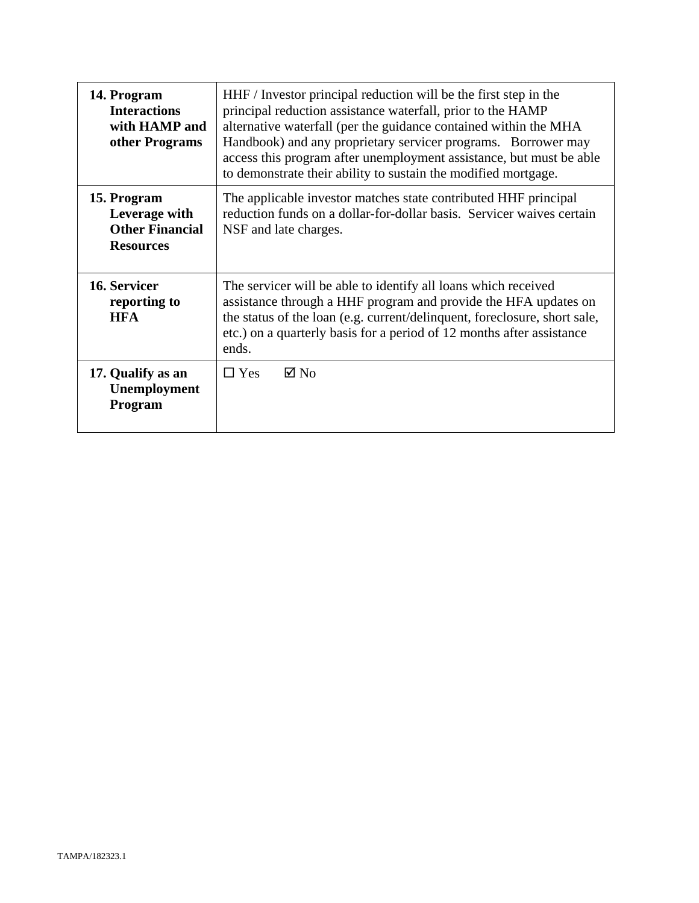| | |
|---|---|
| **14. Program Interactions with HAMP and other Programs** | HHF / Investor principal reduction will be the first step in the principal reduction assistance waterfall, prior to the HAMP alternative waterfall (per the guidance contained within the MHA Handbook) and any proprietary servicer programs. Borrower may access this program after unemployment assistance, but must be able to demonstrate their ability to sustain the modified mortgage. |
| **15. Program Leverage with Other Financial Resources** | The applicable investor matches state contributed HHF principal reduction funds on a dollar-for-dollar basis. Servicer waives certain NSF and late charges. |
| **16. Servicer reporting to HFA** | The servicer will be able to identify all loans which received assistance through a HHF program and provide the HFA updates on the status of the loan (e.g. current/delinquent, foreclosure, short sale, etc.) on a quarterly basis for a period of 12 months after assistance ends. |
| **17. Qualify as an Unemployment Program** | ☐ Yes ☑ No |

TAMPA/182323.1